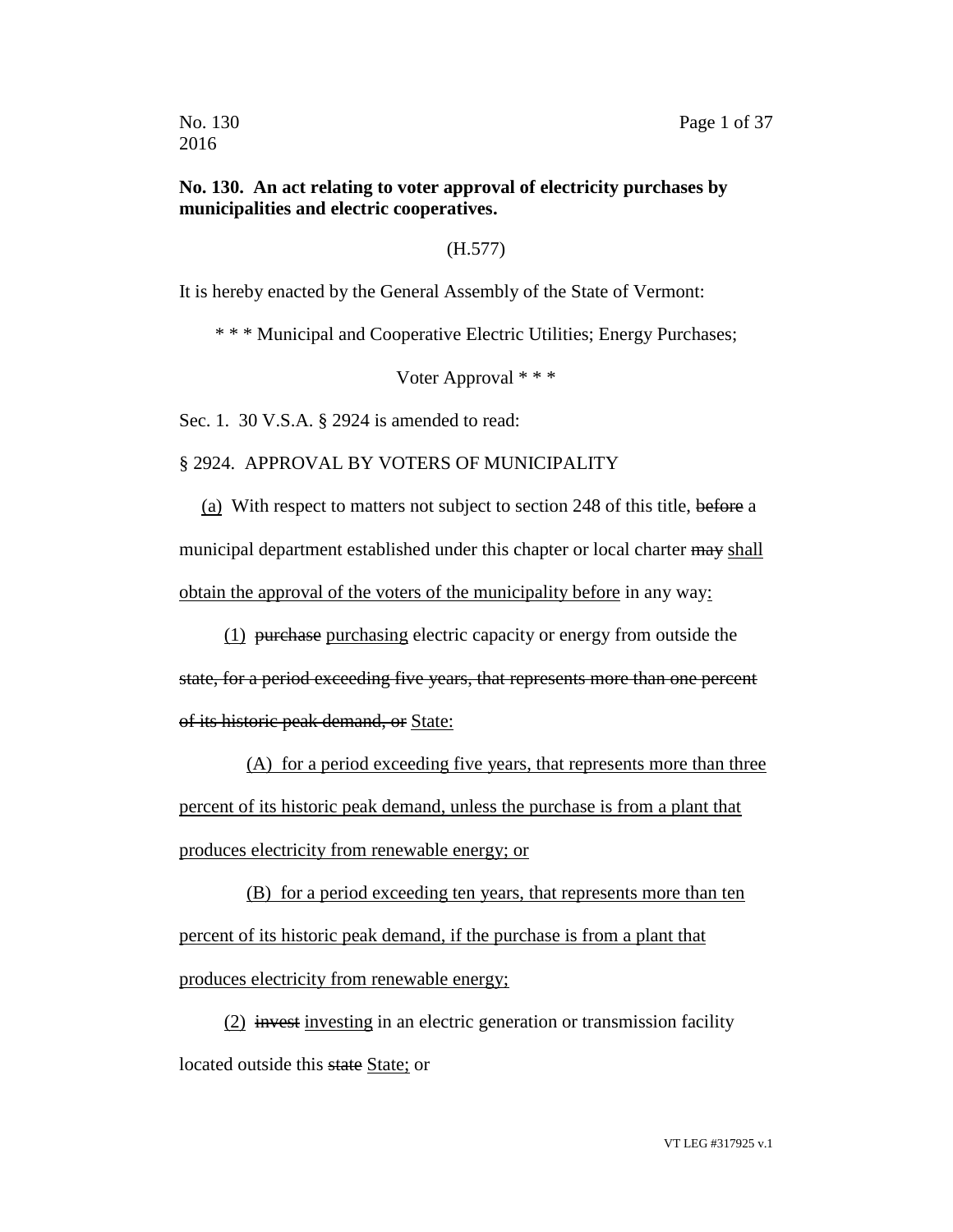**No. 130. An act relating to voter approval of electricity purchases by municipalities and electric cooperatives.**

(H.577)

It is hereby enacted by the General Assembly of the State of Vermont:

\* \* \* Municipal and Cooperative Electric Utilities; Energy Purchases; Voter Approval \* \* \*

Sec. 1. 30 V.S.A. § 2924 is amended to read:

§ 2924. APPROVAL BY VOTERS OF MUNICIPALITY

<u>(a)</u> With respect to matters not subject to section 248 of this title, ~~before~~ a municipal department established under this chapter or local charter ~~may~~ <u>shall obtain the approval of the voters of the municipality before</u> in any way<u>:</u>

<u>(1)</u> ~~purchase~~ <u>purchasing</u> electric capacity or energy from outside the ~~state, for a period exceeding five years, that represents more than one percent of its historic peak demand, or~~ <u>State:</u>

<u>(A) for a period exceeding five years, that represents more than three percent of its historic peak demand, unless the purchase is from a plant that produces electricity from renewable energy; or</u>

<u>(B) for a period exceeding ten years, that represents more than ten percent of its historic peak demand, if the purchase is from a plant that produces electricity from renewable energy;</u>

<u>(2)</u> ~~invest~~ <u>investing</u> in an electric generation or transmission facility located outside this ~~state~~ <u>State;</u> or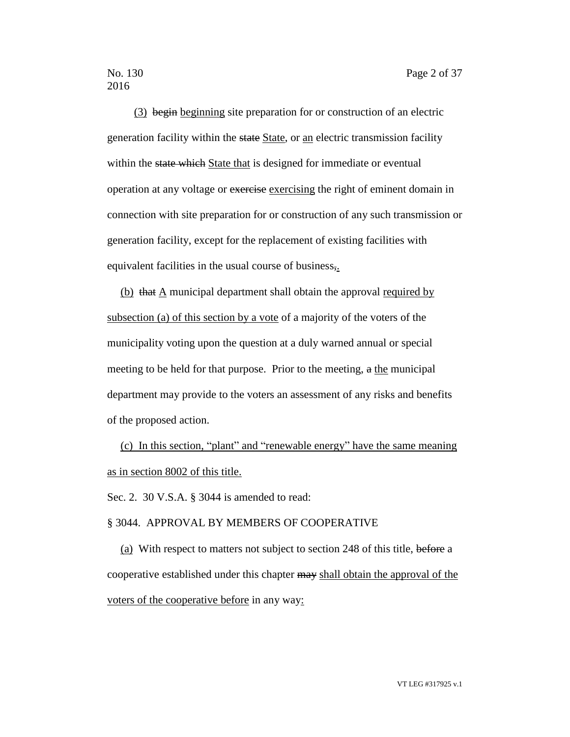(3) ~~begin~~ <u>beginning</u> site preparation for or construction of an electric generation facility within the ~~state~~ <u>State</u>, or <u>an</u> electric transmission facility within the ~~state which~~ <u>State that</u> is designed for immediate or eventual operation at any voltage or ~~exercise~~ <u>exercising</u> the right of eminent domain in connection with site preparation for or construction of any such transmission or generation facility, except for the replacement of existing facilities with equivalent facilities in the usual course of business~~,~~<u>.</u>

(b) ~~that~~ <u>A</u> municipal department shall obtain the approval <u>required by subsection (a) of this section by a vote</u> of a majority of the voters of the municipality voting upon the question at a duly warned annual or special meeting to be held for that purpose. Prior to the meeting, ~~a~~ <u>the</u> municipal department may provide to the voters an assessment of any risks and benefits of the proposed action.

<u>(c) In this section, "plant" and "renewable energy" have the same meaning as in section 8002 of this title.</u>

Sec. 2. 30 V.S.A. § 3044 is amended to read:

§ 3044. APPROVAL BY MEMBERS OF COOPERATIVE

<u>(a)</u> With respect to matters not subject to section 248 of this title, ~~before~~ a cooperative established under this chapter ~~may~~ <u>shall obtain the approval of the voters of the cooperative before</u> in any way<u>:</u>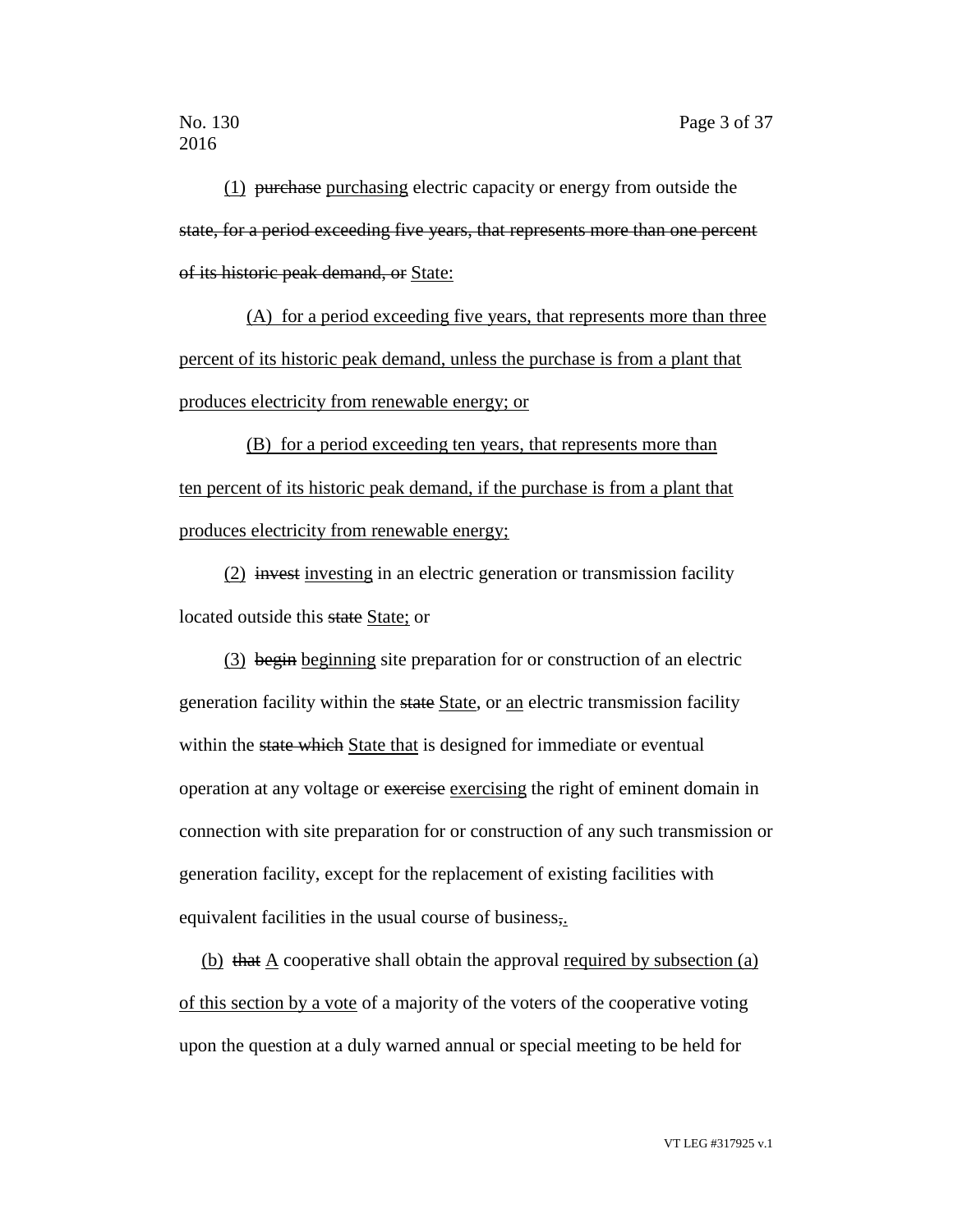(1) ~~purchase~~ purchasing electric capacity or energy from outside the ~~state, for a period exceeding five years, that represents more than one percent of its historic peak demand, or~~ State:

(A) for a period exceeding five years, that represents more than three percent of its historic peak demand, unless the purchase is from a plant that produces electricity from renewable energy; or

(B) for a period exceeding ten years, that represents more than ten percent of its historic peak demand, if the purchase is from a plant that produces electricity from renewable energy;

(2) ~~invest~~ investing in an electric generation or transmission facility located outside this ~~state~~ State; or

(3) ~~begin~~ beginning site preparation for or construction of an electric generation facility within the ~~state~~ State, or an electric transmission facility within the ~~state which~~ State that is designed for immediate or eventual operation at any voltage or ~~exercise~~ exercising the right of eminent domain in connection with site preparation for or construction of any such transmission or generation facility, except for the replacement of existing facilities with equivalent facilities in the usual course of business~~,~~.

(b) ~~that~~ A cooperative shall obtain the approval required by subsection (a) of this section by a vote of a majority of the voters of the cooperative voting upon the question at a duly warned annual or special meeting to be held for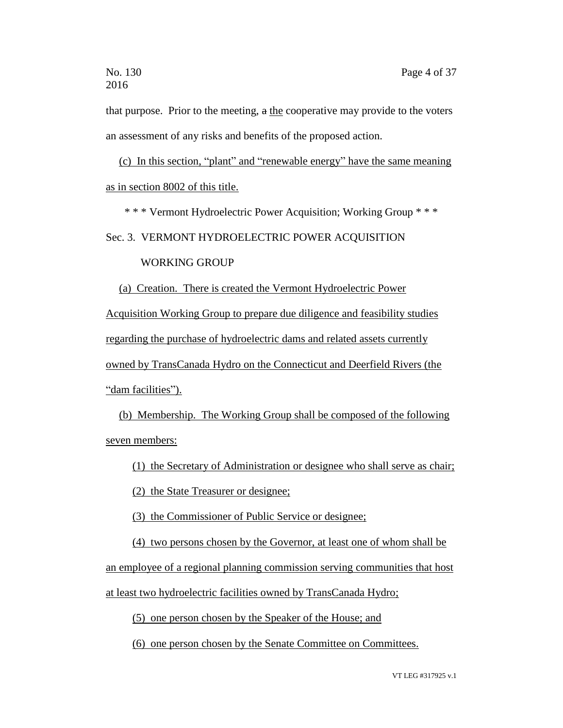that purpose. Prior to the meeting, ~~a~~ the cooperative may provide to the voters an assessment of any risks and benefits of the proposed action.

(c) In this section, "plant" and "renewable energy" have the same meaning as in section 8002 of this title.

\* \* \* Vermont Hydroelectric Power Acquisition; Working Group \* \* \*

Sec. 3. VERMONT HYDROELECTRIC POWER ACQUISITION WORKING GROUP

(a) Creation. There is created the Vermont Hydroelectric Power Acquisition Working Group to prepare due diligence and feasibility studies regarding the purchase of hydroelectric dams and related assets currently owned by TransCanada Hydro on the Connecticut and Deerfield Rivers (the "dam facilities").

(b) Membership. The Working Group shall be composed of the following seven members:

(1) the Secretary of Administration or designee who shall serve as chair;

(2) the State Treasurer or designee;

(3) the Commissioner of Public Service or designee;

(4) two persons chosen by the Governor, at least one of whom shall be an employee of a regional planning commission serving communities that host at least two hydroelectric facilities owned by TransCanada Hydro;

(5) one person chosen by the Speaker of the House; and

(6) one person chosen by the Senate Committee on Committees.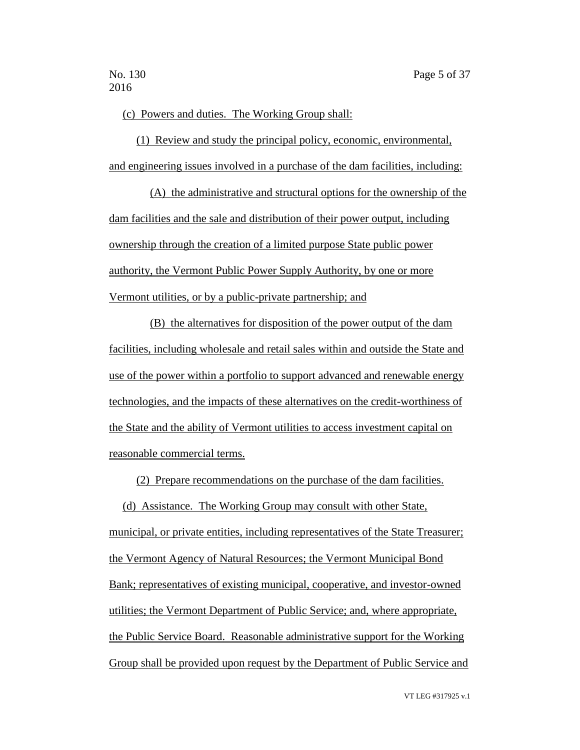(c) Powers and duties. The Working Group shall:

(1) Review and study the principal policy, economic, environmental, and engineering issues involved in a purchase of the dam facilities, including:

(A) the administrative and structural options for the ownership of the dam facilities and the sale and distribution of their power output, including ownership through the creation of a limited purpose State public power authority, the Vermont Public Power Supply Authority, by one or more Vermont utilities, or by a public-private partnership; and

(B) the alternatives for disposition of the power output of the dam facilities, including wholesale and retail sales within and outside the State and use of the power within a portfolio to support advanced and renewable energy technologies, and the impacts of these alternatives on the credit-worthiness of the State and the ability of Vermont utilities to access investment capital on reasonable commercial terms.

(2) Prepare recommendations on the purchase of the dam facilities.

(d) Assistance. The Working Group may consult with other State, municipal, or private entities, including representatives of the State Treasurer; the Vermont Agency of Natural Resources; the Vermont Municipal Bond Bank; representatives of existing municipal, cooperative, and investor-owned utilities; the Vermont Department of Public Service; and, where appropriate, the Public Service Board. Reasonable administrative support for the Working Group shall be provided upon request by the Department of Public Service and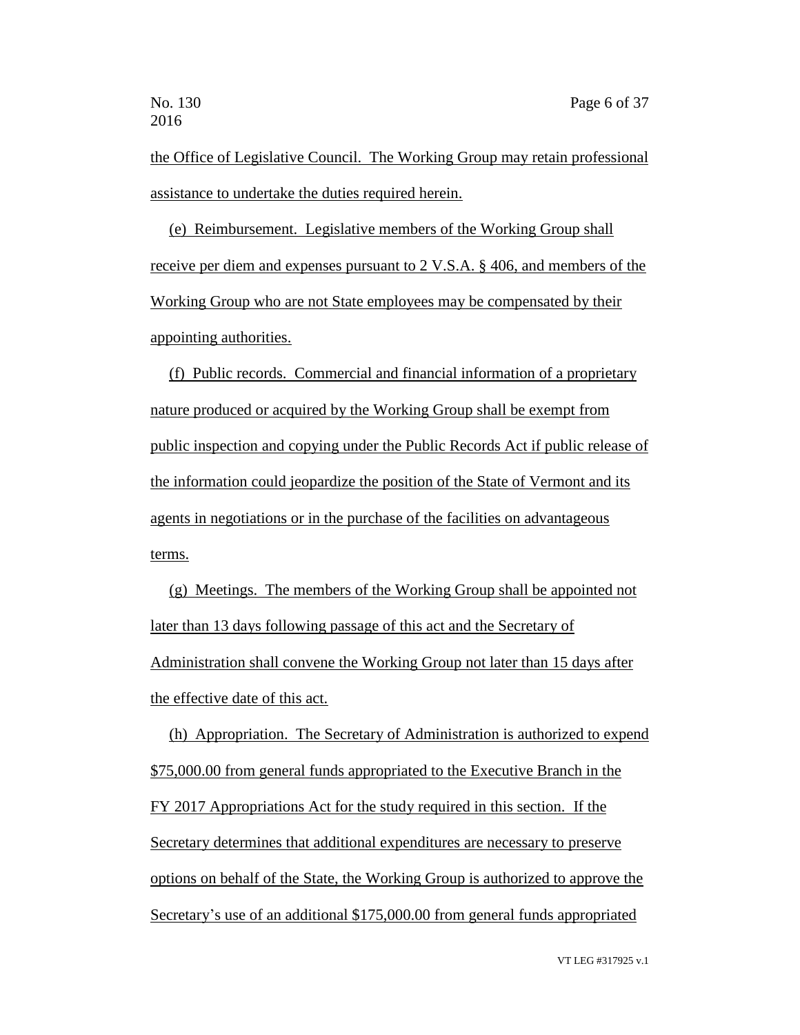the Office of Legislative Council. The Working Group may retain professional assistance to undertake the duties required herein.

(e) Reimbursement. Legislative members of the Working Group shall receive per diem and expenses pursuant to 2 V.S.A. § 406, and members of the Working Group who are not State employees may be compensated by their appointing authorities.

(f) Public records. Commercial and financial information of a proprietary nature produced or acquired by the Working Group shall be exempt from public inspection and copying under the Public Records Act if public release of the information could jeopardize the position of the State of Vermont and its agents in negotiations or in the purchase of the facilities on advantageous terms.

(g) Meetings. The members of the Working Group shall be appointed not later than 13 days following passage of this act and the Secretary of Administration shall convene the Working Group not later than 15 days after the effective date of this act.

(h) Appropriation. The Secretary of Administration is authorized to expend $75,000.00 from general funds appropriated to the Executive Branch in the FY 2017 Appropriations Act for the study required in this section. If the Secretary determines that additional expenditures are necessary to preserve options on behalf of the State, the Working Group is authorized to approve the Secretary's use of an additional $175,000.00 from general funds appropriated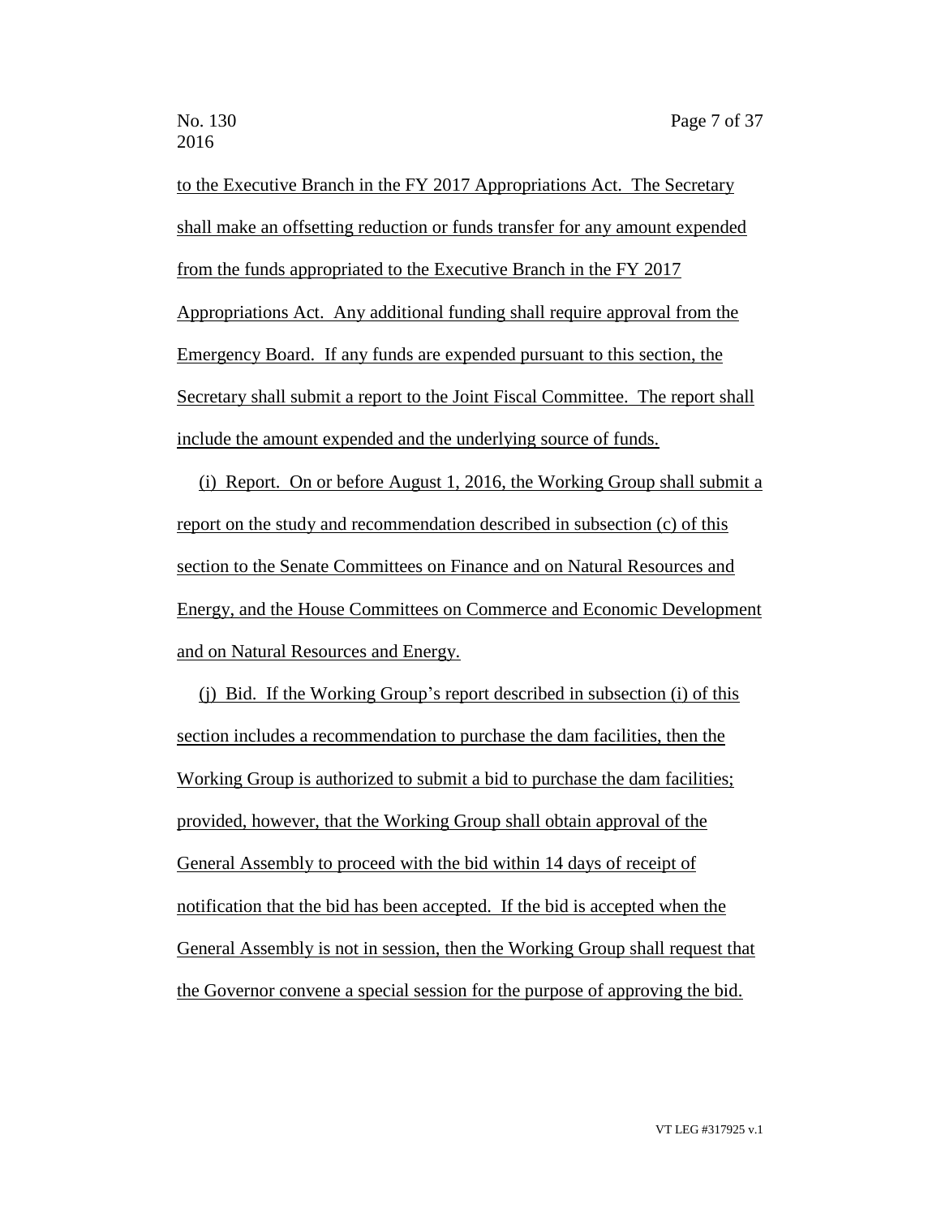to the Executive Branch in the FY 2017 Appropriations Act. The Secretary shall make an offsetting reduction or funds transfer for any amount expended from the funds appropriated to the Executive Branch in the FY 2017 Appropriations Act. Any additional funding shall require approval from the Emergency Board. If any funds are expended pursuant to this section, the Secretary shall submit a report to the Joint Fiscal Committee. The report shall include the amount expended and the underlying source of funds.

(i) Report. On or before August 1, 2016, the Working Group shall submit a report on the study and recommendation described in subsection (c) of this section to the Senate Committees on Finance and on Natural Resources and Energy, and the House Committees on Commerce and Economic Development and on Natural Resources and Energy.

(j) Bid. If the Working Group's report described in subsection (i) of this section includes a recommendation to purchase the dam facilities, then the Working Group is authorized to submit a bid to purchase the dam facilities; provided, however, that the Working Group shall obtain approval of the General Assembly to proceed with the bid within 14 days of receipt of notification that the bid has been accepted. If the bid is accepted when the General Assembly is not in session, then the Working Group shall request that the Governor convene a special session for the purpose of approving the bid.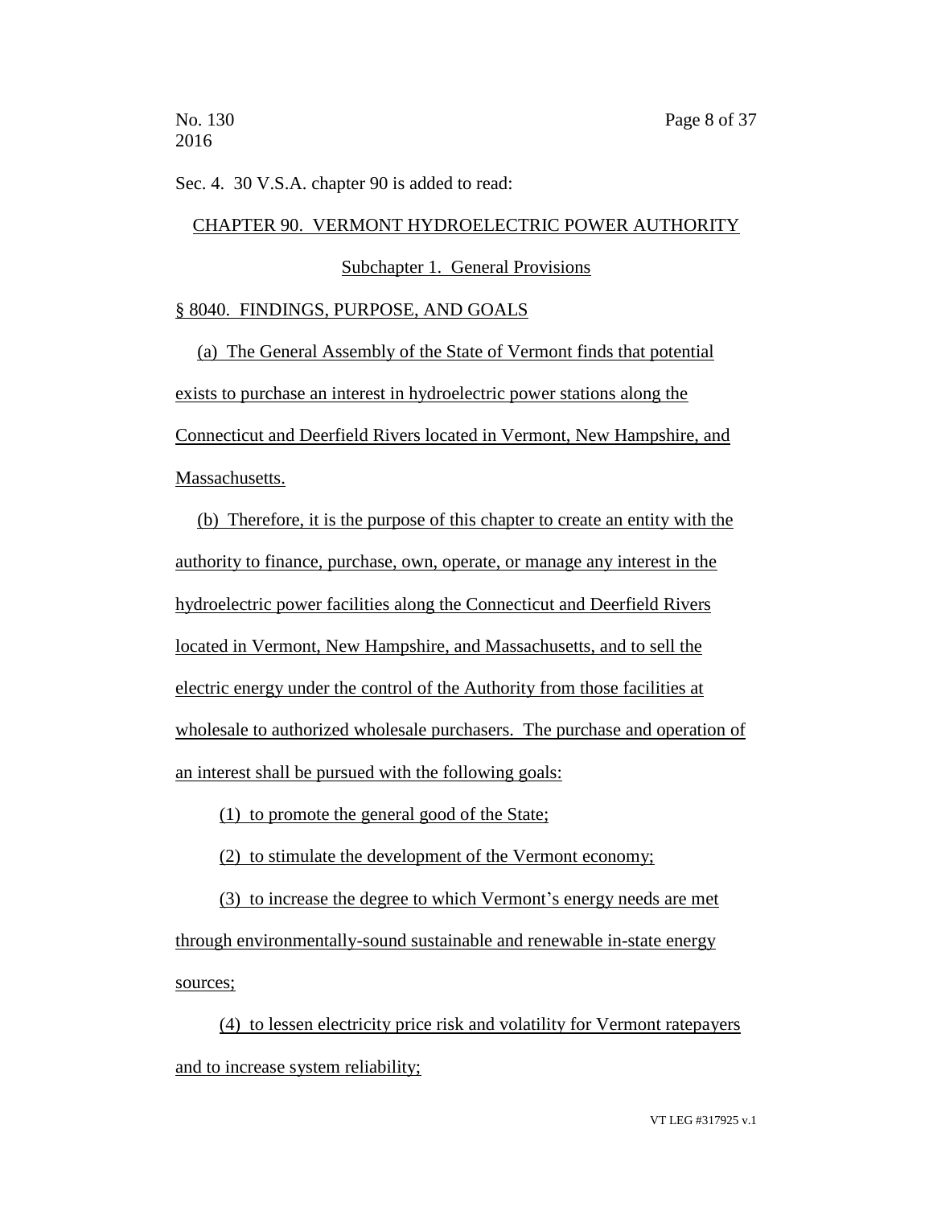Sec. 4. 30 V.S.A. chapter 90 is added to read:

## CHAPTER 90. VERMONT HYDROELECTRIC POWER AUTHORITY

### Subchapter 1. General Provisions

### § 8040. FINDINGS, PURPOSE, AND GOALS

(a) The General Assembly of the State of Vermont finds that potential exists to purchase an interest in hydroelectric power stations along the Connecticut and Deerfield Rivers located in Vermont, New Hampshire, and Massachusetts.

(b) Therefore, it is the purpose of this chapter to create an entity with the authority to finance, purchase, own, operate, or manage any interest in the hydroelectric power facilities along the Connecticut and Deerfield Rivers located in Vermont, New Hampshire, and Massachusetts, and to sell the electric energy under the control of the Authority from those facilities at wholesale to authorized wholesale purchasers. The purchase and operation of an interest shall be pursued with the following goals:

(1) to promote the general good of the State;

(2) to stimulate the development of the Vermont economy;

(3) to increase the degree to which Vermont's energy needs are met through environmentally-sound sustainable and renewable in-state energy sources;

(4) to lessen electricity price risk and volatility for Vermont ratepayers and to increase system reliability;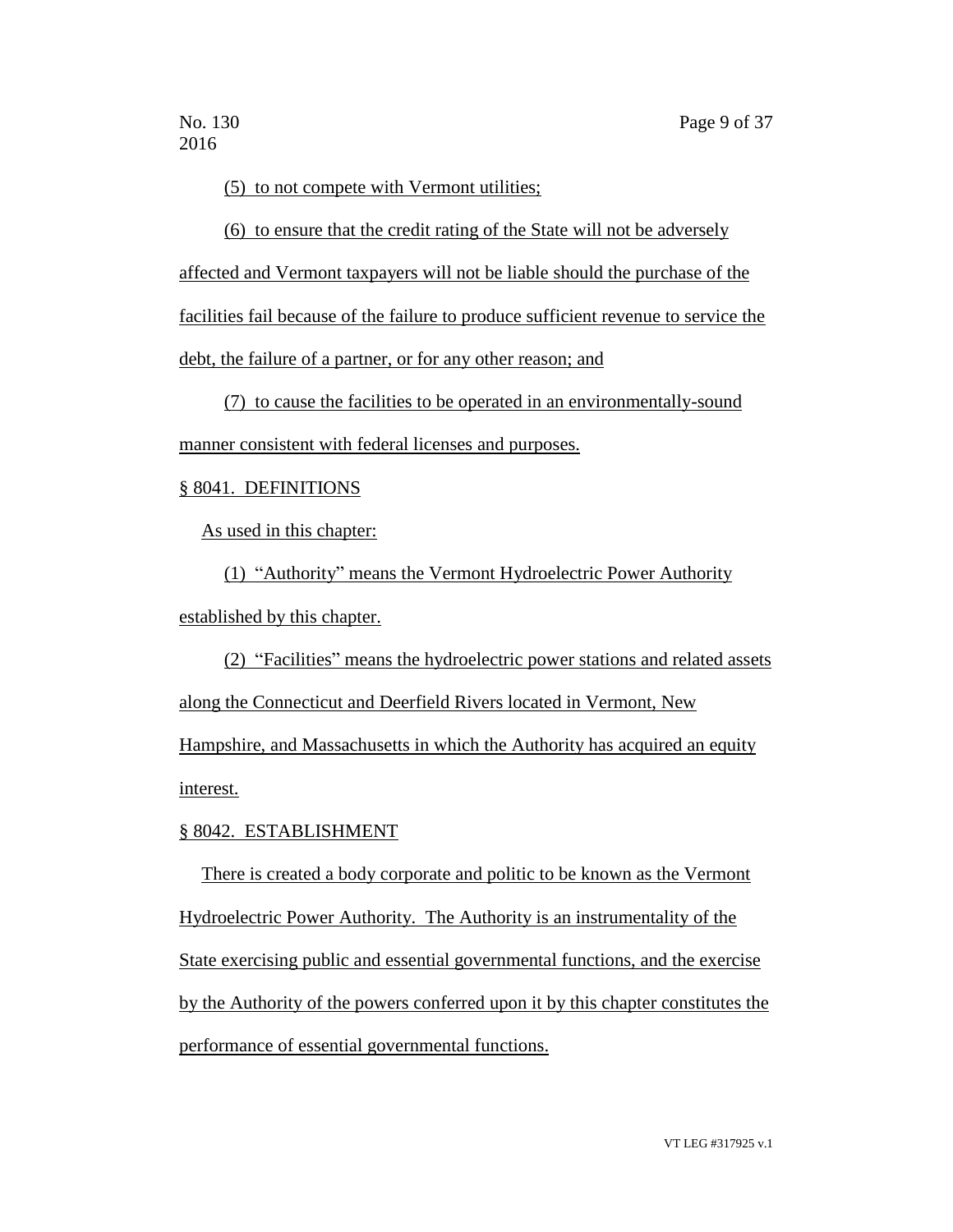(5) to not compete with Vermont utilities;

(6) to ensure that the credit rating of the State will not be adversely affected and Vermont taxpayers will not be liable should the purchase of the facilities fail because of the failure to produce sufficient revenue to service the debt, the failure of a partner, or for any other reason; and

(7) to cause the facilities to be operated in an environmentally-sound manner consistent with federal licenses and purposes.

§ 8041. DEFINITIONS

As used in this chapter:

(1) "Authority" means the Vermont Hydroelectric Power Authority established by this chapter.

(2) "Facilities" means the hydroelectric power stations and related assets along the Connecticut and Deerfield Rivers located in Vermont, New Hampshire, and Massachusetts in which the Authority has acquired an equity interest.

§ 8042. ESTABLISHMENT

There is created a body corporate and politic to be known as the Vermont Hydroelectric Power Authority. The Authority is an instrumentality of the State exercising public and essential governmental functions, and the exercise by the Authority of the powers conferred upon it by this chapter constitutes the performance of essential governmental functions.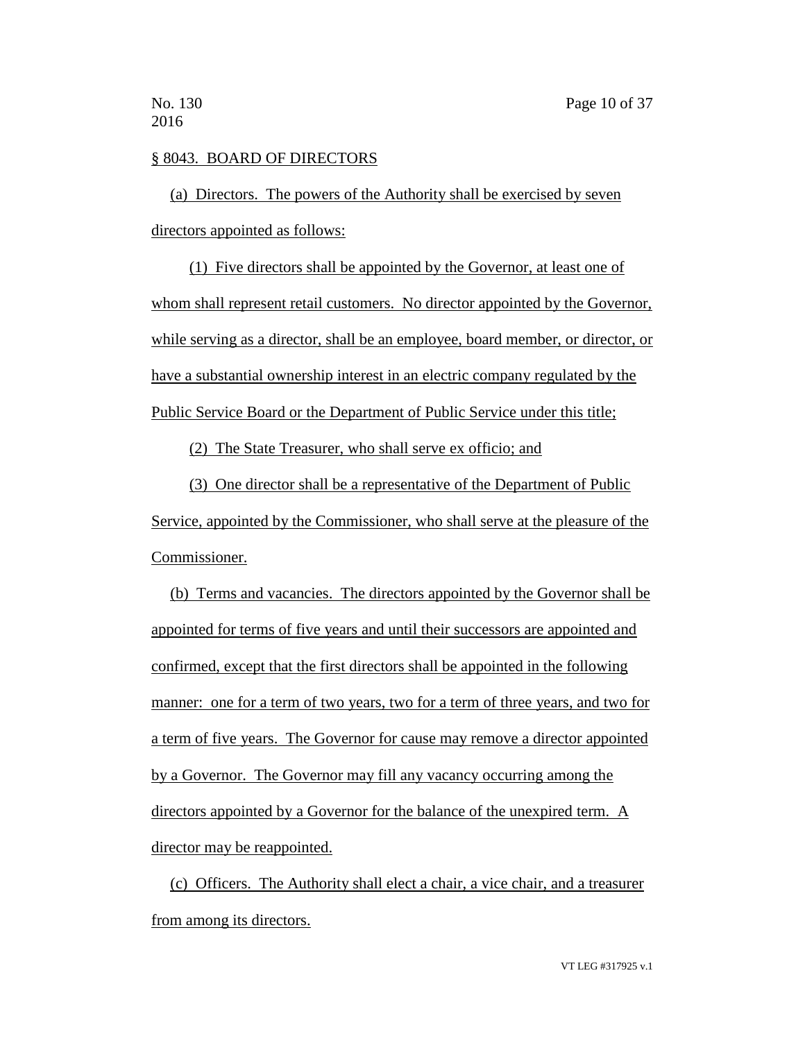§ 8043. BOARD OF DIRECTORS

(a) Directors. The powers of the Authority shall be exercised by seven directors appointed as follows:

(1) Five directors shall be appointed by the Governor, at least one of whom shall represent retail customers. No director appointed by the Governor, while serving as a director, shall be an employee, board member, or director, or have a substantial ownership interest in an electric company regulated by the Public Service Board or the Department of Public Service under this title;

(2) The State Treasurer, who shall serve ex officio; and

(3) One director shall be a representative of the Department of Public Service, appointed by the Commissioner, who shall serve at the pleasure of the Commissioner.

(b) Terms and vacancies. The directors appointed by the Governor shall be appointed for terms of five years and until their successors are appointed and confirmed, except that the first directors shall be appointed in the following manner: one for a term of two years, two for a term of three years, and two for a term of five years. The Governor for cause may remove a director appointed by a Governor. The Governor may fill any vacancy occurring among the directors appointed by a Governor for the balance of the unexpired term. A director may be reappointed.

(c) Officers. The Authority shall elect a chair, a vice chair, and a treasurer from among its directors.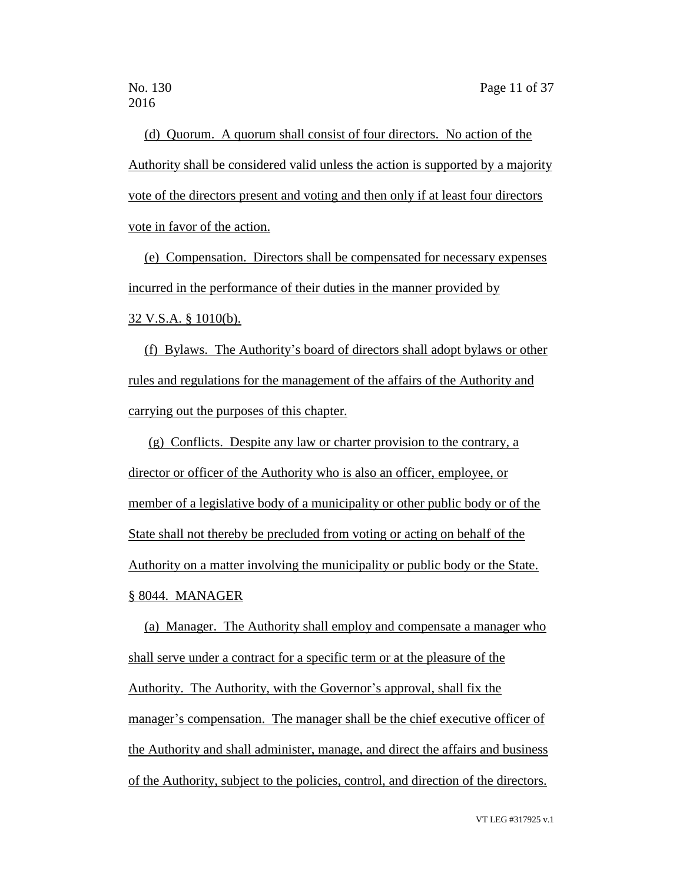(d) Quorum. A quorum shall consist of four directors. No action of the Authority shall be considered valid unless the action is supported by a majority vote of the directors present and voting and then only if at least four directors vote in favor of the action.

(e) Compensation. Directors shall be compensated for necessary expenses incurred in the performance of their duties in the manner provided by 32 V.S.A. § 1010(b).

(f) Bylaws. The Authority's board of directors shall adopt bylaws or other rules and regulations for the management of the affairs of the Authority and carrying out the purposes of this chapter.

(g) Conflicts. Despite any law or charter provision to the contrary, a director or officer of the Authority who is also an officer, employee, or member of a legislative body of a municipality or other public body or of the State shall not thereby be precluded from voting or acting on behalf of the Authority on a matter involving the municipality or public body or the State.

§ 8044. MANAGER

(a) Manager. The Authority shall employ and compensate a manager who shall serve under a contract for a specific term or at the pleasure of the Authority. The Authority, with the Governor's approval, shall fix the manager's compensation. The manager shall be the chief executive officer of the Authority and shall administer, manage, and direct the affairs and business of the Authority, subject to the policies, control, and direction of the directors.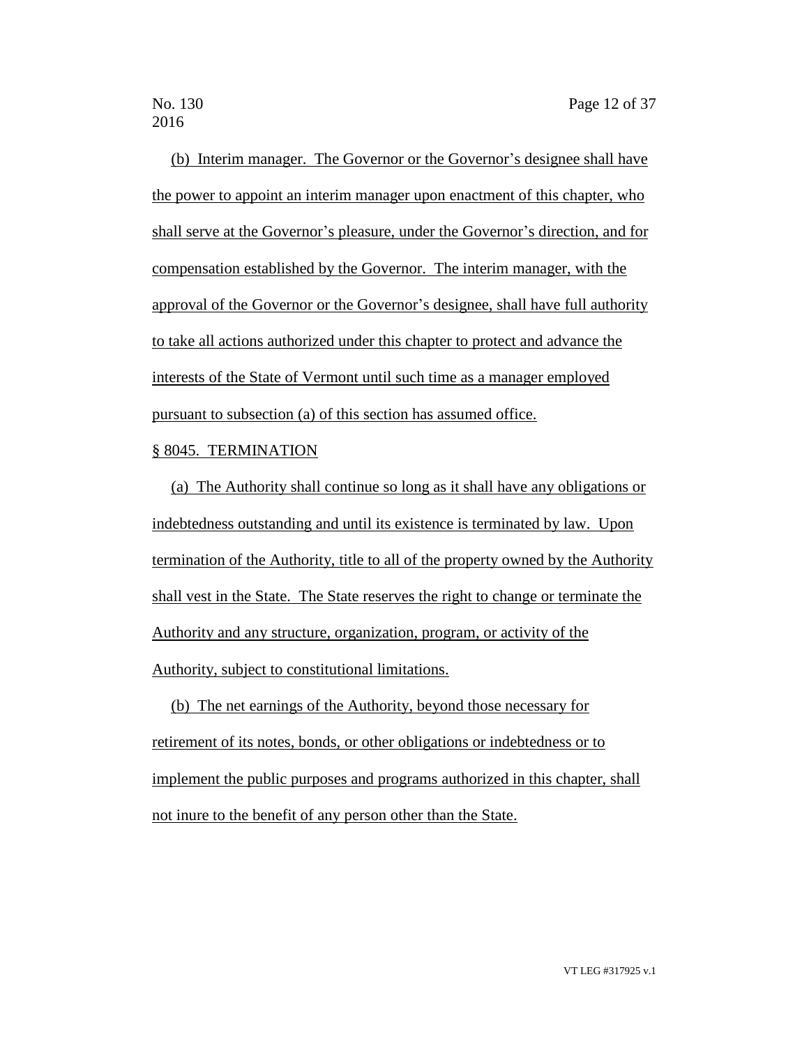(b) Interim manager. The Governor or the Governor's designee shall have the power to appoint an interim manager upon enactment of this chapter, who shall serve at the Governor's pleasure, under the Governor's direction, and for compensation established by the Governor. The interim manager, with the approval of the Governor or the Governor's designee, shall have full authority to take all actions authorized under this chapter to protect and advance the interests of the State of Vermont until such time as a manager employed pursuant to subsection (a) of this section has assumed office.

§ 8045. TERMINATION

(a) The Authority shall continue so long as it shall have any obligations or indebtedness outstanding and until its existence is terminated by law. Upon termination of the Authority, title to all of the property owned by the Authority shall vest in the State. The State reserves the right to change or terminate the Authority and any structure, organization, program, or activity of the Authority, subject to constitutional limitations.

(b) The net earnings of the Authority, beyond those necessary for retirement of its notes, bonds, or other obligations or indebtedness or to implement the public purposes and programs authorized in this chapter, shall not inure to the benefit of any person other than the State.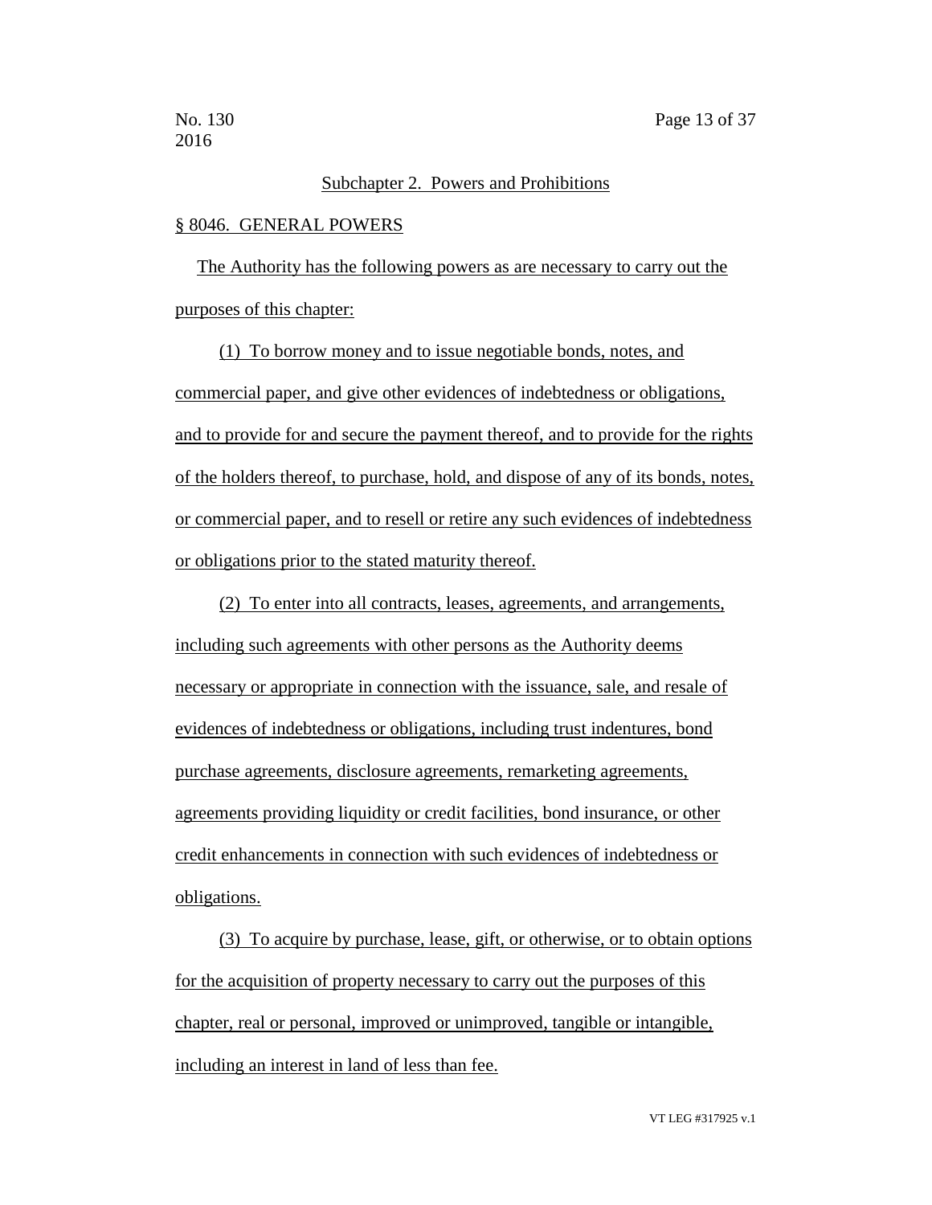## Subchapter 2. Powers and Prohibitions

### § 8046. GENERAL POWERS

The Authority has the following powers as are necessary to carry out the purposes of this chapter:

(1) To borrow money and to issue negotiable bonds, notes, and commercial paper, and give other evidences of indebtedness or obligations, and to provide for and secure the payment thereof, and to provide for the rights of the holders thereof, to purchase, hold, and dispose of any of its bonds, notes, or commercial paper, and to resell or retire any such evidences of indebtedness or obligations prior to the stated maturity thereof.

(2) To enter into all contracts, leases, agreements, and arrangements, including such agreements with other persons as the Authority deems necessary or appropriate in connection with the issuance, sale, and resale of evidences of indebtedness or obligations, including trust indentures, bond purchase agreements, disclosure agreements, remarketing agreements, agreements providing liquidity or credit facilities, bond insurance, or other credit enhancements in connection with such evidences of indebtedness or obligations.

(3) To acquire by purchase, lease, gift, or otherwise, or to obtain options for the acquisition of property necessary to carry out the purposes of this chapter, real or personal, improved or unimproved, tangible or intangible, including an interest in land of less than fee.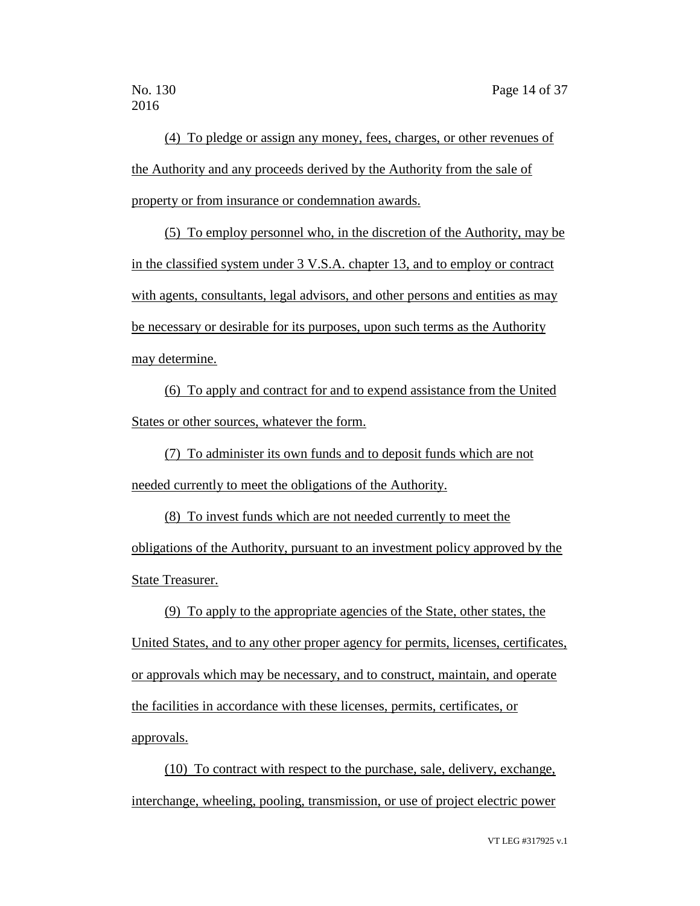(4) To pledge or assign any money, fees, charges, or other revenues of the Authority and any proceeds derived by the Authority from the sale of property or from insurance or condemnation awards.

(5) To employ personnel who, in the discretion of the Authority, may be in the classified system under 3 V.S.A. chapter 13, and to employ or contract with agents, consultants, legal advisors, and other persons and entities as may be necessary or desirable for its purposes, upon such terms as the Authority may determine.

(6) To apply and contract for and to expend assistance from the United States or other sources, whatever the form.

(7) To administer its own funds and to deposit funds which are not needed currently to meet the obligations of the Authority.

(8) To invest funds which are not needed currently to meet the obligations of the Authority, pursuant to an investment policy approved by the State Treasurer.

(9) To apply to the appropriate agencies of the State, other states, the United States, and to any other proper agency for permits, licenses, certificates, or approvals which may be necessary, and to construct, maintain, and operate the facilities in accordance with these licenses, permits, certificates, or approvals.

(10) To contract with respect to the purchase, sale, delivery, exchange, interchange, wheeling, pooling, transmission, or use of project electric power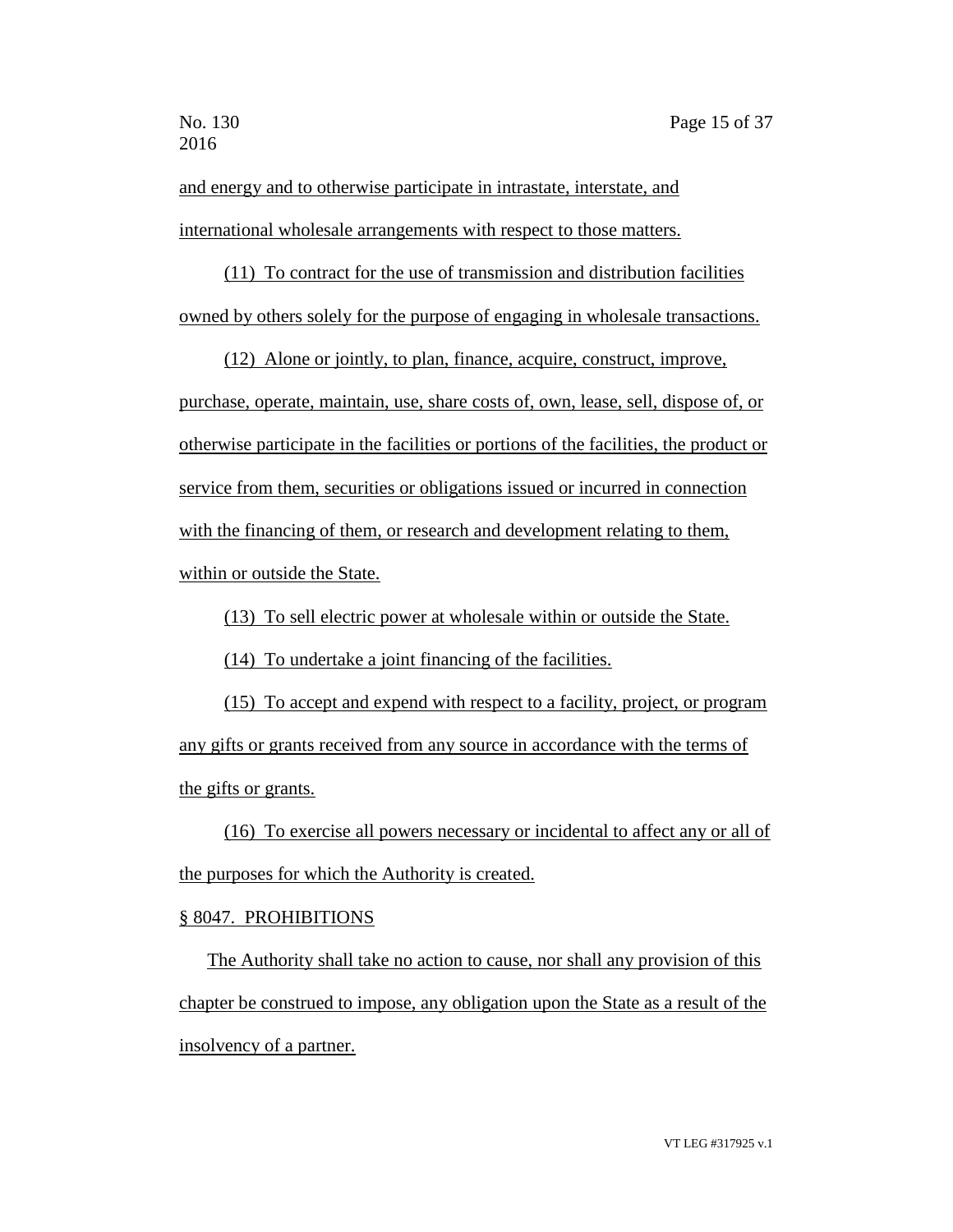and energy and to otherwise participate in intrastate, interstate, and international wholesale arrangements with respect to those matters.

(11) To contract for the use of transmission and distribution facilities owned by others solely for the purpose of engaging in wholesale transactions.

(12) Alone or jointly, to plan, finance, acquire, construct, improve, purchase, operate, maintain, use, share costs of, own, lease, sell, dispose of, or otherwise participate in the facilities or portions of the facilities, the product or service from them, securities or obligations issued or incurred in connection with the financing of them, or research and development relating to them, within or outside the State.

(13) To sell electric power at wholesale within or outside the State.

(14) To undertake a joint financing of the facilities.

(15) To accept and expend with respect to a facility, project, or program any gifts or grants received from any source in accordance with the terms of the gifts or grants.

(16) To exercise all powers necessary or incidental to affect any or all of the purposes for which the Authority is created.

§ 8047. PROHIBITIONS

The Authority shall take no action to cause, nor shall any provision of this chapter be construed to impose, any obligation upon the State as a result of the insolvency of a partner.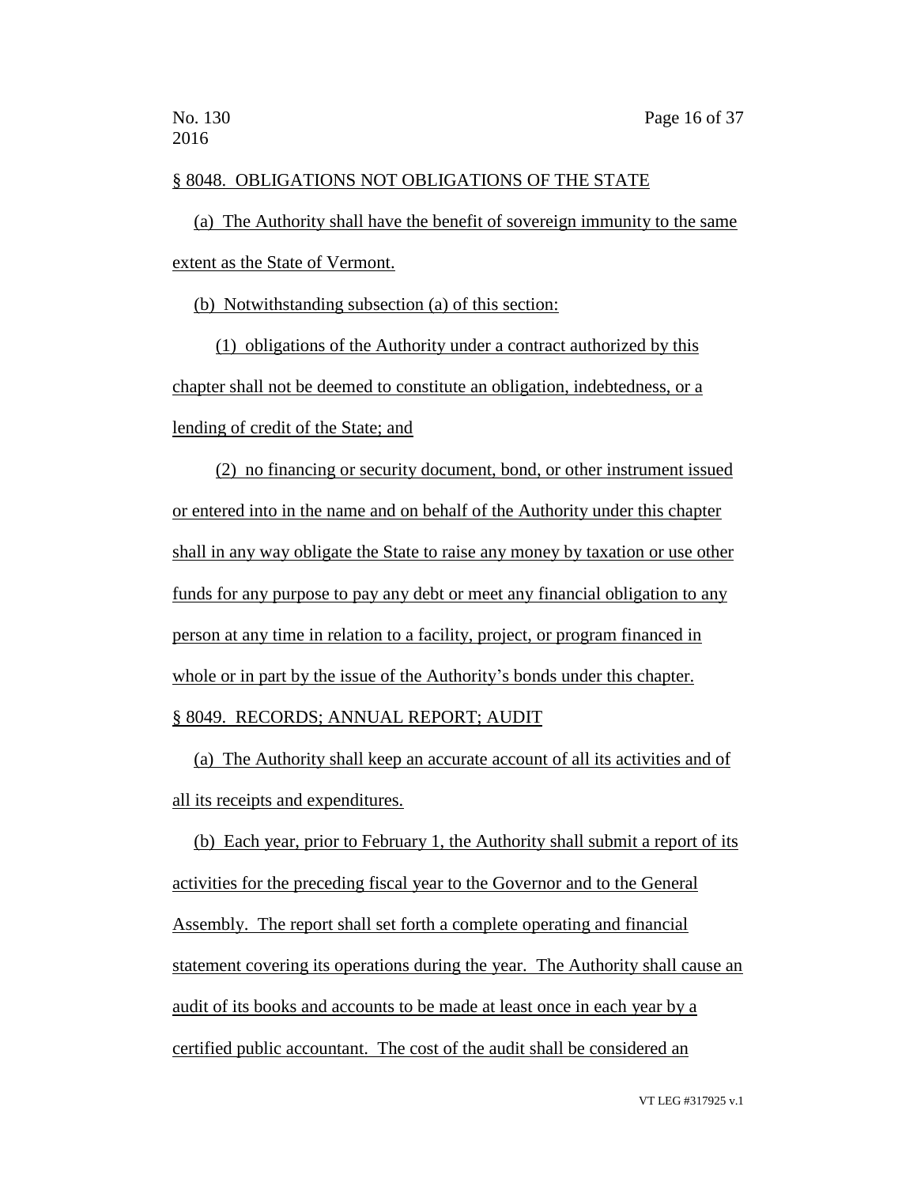§ 8048. OBLIGATIONS NOT OBLIGATIONS OF THE STATE

(a) The Authority shall have the benefit of sovereign immunity to the same extent as the State of Vermont.

(b) Notwithstanding subsection (a) of this section:

(1) obligations of the Authority under a contract authorized by this chapter shall not be deemed to constitute an obligation, indebtedness, or a lending of credit of the State; and

(2) no financing or security document, bond, or other instrument issued or entered into in the name and on behalf of the Authority under this chapter shall in any way obligate the State to raise any money by taxation or use other funds for any purpose to pay any debt or meet any financial obligation to any person at any time in relation to a facility, project, or program financed in whole or in part by the issue of the Authority's bonds under this chapter.

§ 8049. RECORDS; ANNUAL REPORT; AUDIT

(a) The Authority shall keep an accurate account of all its activities and of all its receipts and expenditures.

(b) Each year, prior to February 1, the Authority shall submit a report of its activities for the preceding fiscal year to the Governor and to the General Assembly. The report shall set forth a complete operating and financial statement covering its operations during the year. The Authority shall cause an audit of its books and accounts to be made at least once in each year by a certified public accountant. The cost of the audit shall be considered an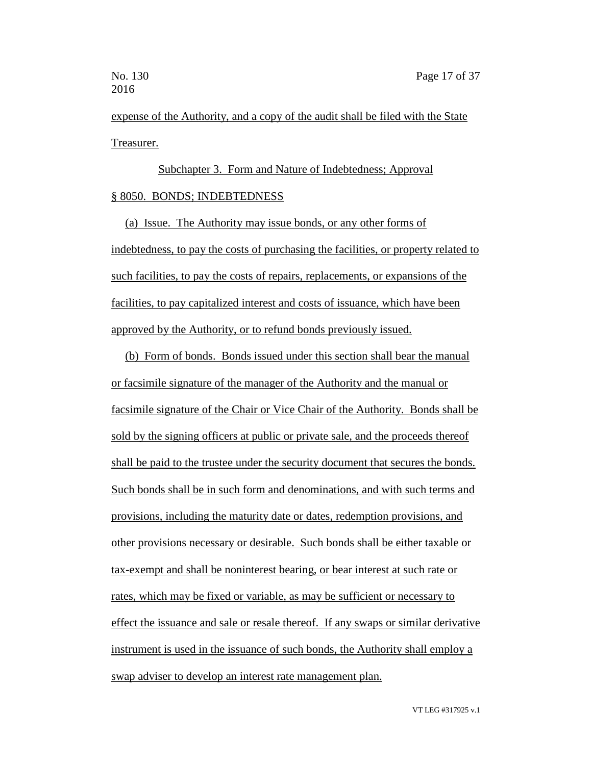expense of the Authority, and a copy of the audit shall be filed with the State Treasurer.

Subchapter 3. Form and Nature of Indebtedness; Approval

§ 8050. BONDS; INDEBTEDNESS

(a) Issue. The Authority may issue bonds, or any other forms of indebtedness, to pay the costs of purchasing the facilities, or property related to such facilities, to pay the costs of repairs, replacements, or expansions of the facilities, to pay capitalized interest and costs of issuance, which have been approved by the Authority, or to refund bonds previously issued.

(b) Form of bonds. Bonds issued under this section shall bear the manual or facsimile signature of the manager of the Authority and the manual or facsimile signature of the Chair or Vice Chair of the Authority. Bonds shall be sold by the signing officers at public or private sale, and the proceeds thereof shall be paid to the trustee under the security document that secures the bonds. Such bonds shall be in such form and denominations, and with such terms and provisions, including the maturity date or dates, redemption provisions, and other provisions necessary or desirable. Such bonds shall be either taxable or tax-exempt and shall be noninterest bearing, or bear interest at such rate or rates, which may be fixed or variable, as may be sufficient or necessary to effect the issuance and sale or resale thereof. If any swaps or similar derivative instrument is used in the issuance of such bonds, the Authority shall employ a swap adviser to develop an interest rate management plan.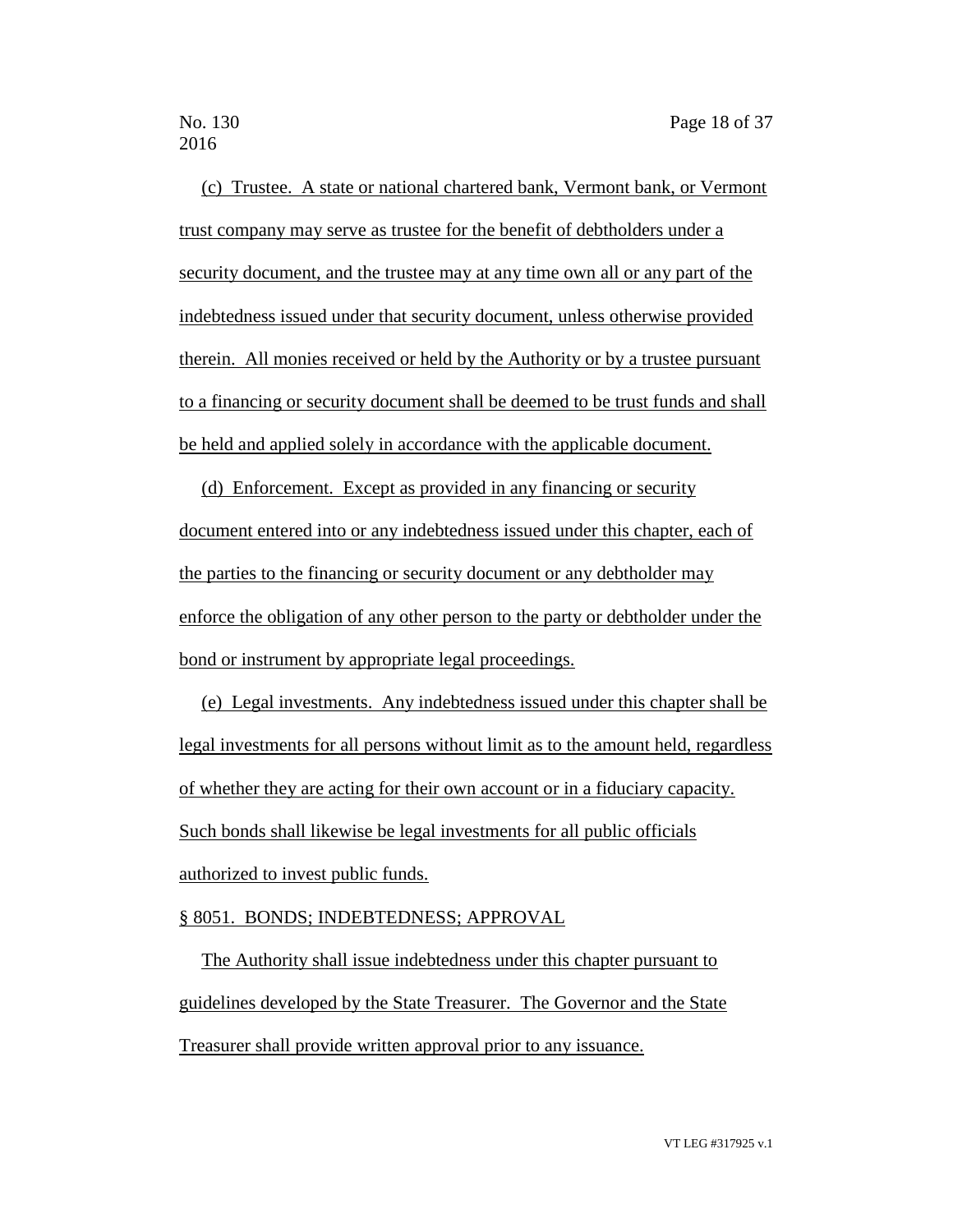(c) Trustee. A state or national chartered bank, Vermont bank, or Vermont trust company may serve as trustee for the benefit of debtholders under a security document, and the trustee may at any time own all or any part of the indebtedness issued under that security document, unless otherwise provided therein. All monies received or held by the Authority or by a trustee pursuant to a financing or security document shall be deemed to be trust funds and shall be held and applied solely in accordance with the applicable document.

(d) Enforcement. Except as provided in any financing or security document entered into or any indebtedness issued under this chapter, each of the parties to the financing or security document or any debtholder may enforce the obligation of any other person to the party or debtholder under the bond or instrument by appropriate legal proceedings.

(e) Legal investments. Any indebtedness issued under this chapter shall be legal investments for all persons without limit as to the amount held, regardless of whether they are acting for their own account or in a fiduciary capacity. Such bonds shall likewise be legal investments for all public officials authorized to invest public funds.

§ 8051. BONDS; INDEBTEDNESS; APPROVAL

The Authority shall issue indebtedness under this chapter pursuant to guidelines developed by the State Treasurer. The Governor and the State Treasurer shall provide written approval prior to any issuance.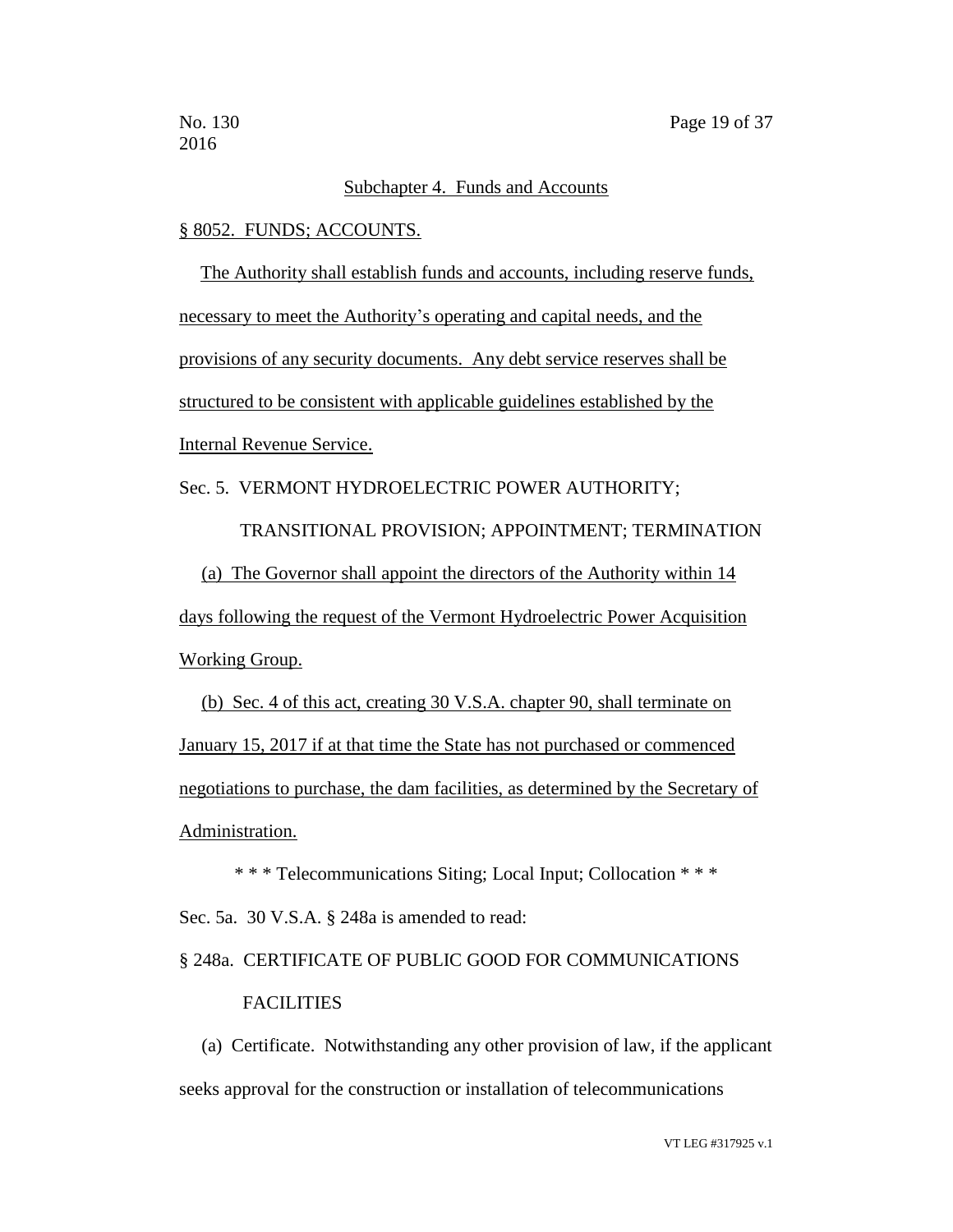Subchapter 4. Funds and Accounts

§ 8052. FUNDS; ACCOUNTS.

The Authority shall establish funds and accounts, including reserve funds, necessary to meet the Authority's operating and capital needs, and the provisions of any security documents. Any debt service reserves shall be structured to be consistent with applicable guidelines established by the Internal Revenue Service.

Sec. 5. VERMONT HYDROELECTRIC POWER AUTHORITY; TRANSITIONAL PROVISION; APPOINTMENT; TERMINATION

(a) The Governor shall appoint the directors of the Authority within 14 days following the request of the Vermont Hydroelectric Power Acquisition Working Group.

(b) Sec. 4 of this act, creating 30 V.S.A. chapter 90, shall terminate on January 15, 2017 if at that time the State has not purchased or commenced negotiations to purchase, the dam facilities, as determined by the Secretary of Administration.

\* \* \* Telecommunications Siting; Local Input; Collocation \* \* \*

Sec. 5a. 30 V.S.A. § 248a is amended to read:

§ 248a. CERTIFICATE OF PUBLIC GOOD FOR COMMUNICATIONS FACILITIES

(a) Certificate. Notwithstanding any other provision of law, if the applicant seeks approval for the construction or installation of telecommunications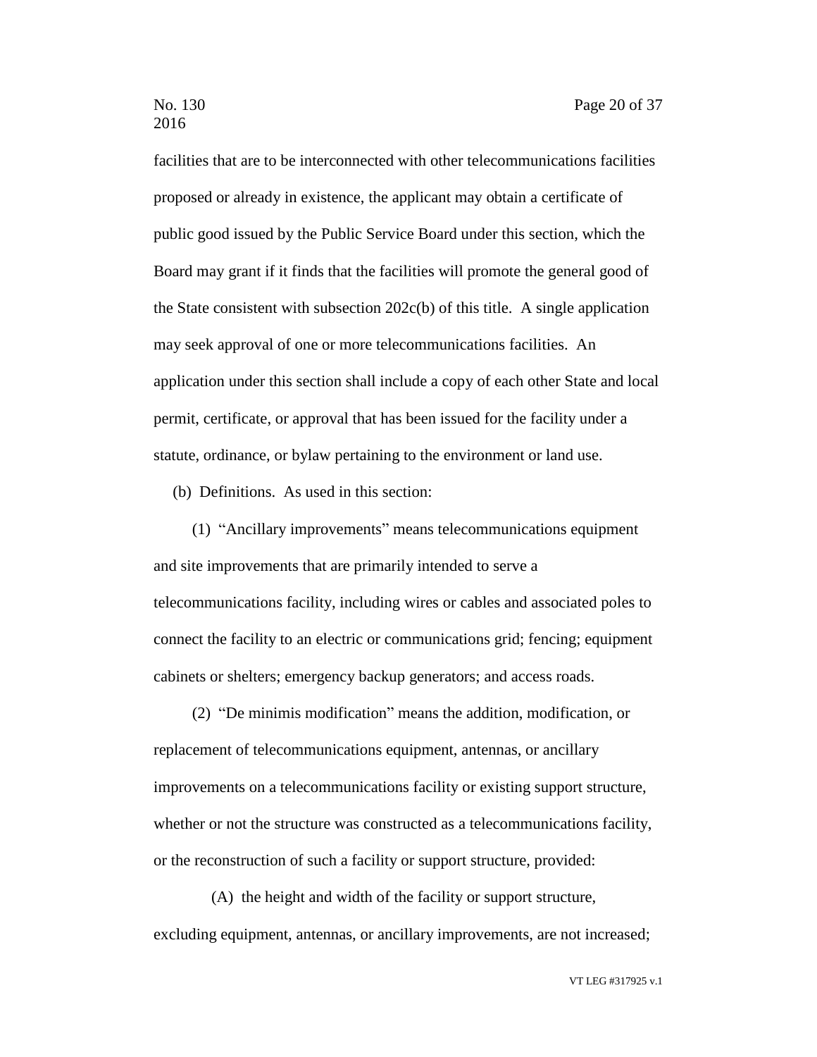facilities that are to be interconnected with other telecommunications facilities proposed or already in existence, the applicant may obtain a certificate of public good issued by the Public Service Board under this section, which the Board may grant if it finds that the facilities will promote the general good of the State consistent with subsection 202c(b) of this title. A single application may seek approval of one or more telecommunications facilities. An application under this section shall include a copy of each other State and local permit, certificate, or approval that has been issued for the facility under a statute, ordinance, or bylaw pertaining to the environment or land use.

(b) Definitions. As used in this section:

(1) "Ancillary improvements" means telecommunications equipment and site improvements that are primarily intended to serve a telecommunications facility, including wires or cables and associated poles to connect the facility to an electric or communications grid; fencing; equipment cabinets or shelters; emergency backup generators; and access roads.

(2) "De minimis modification" means the addition, modification, or replacement of telecommunications equipment, antennas, or ancillary improvements on a telecommunications facility or existing support structure, whether or not the structure was constructed as a telecommunications facility, or the reconstruction of such a facility or support structure, provided:

(A) the height and width of the facility or support structure, excluding equipment, antennas, or ancillary improvements, are not increased;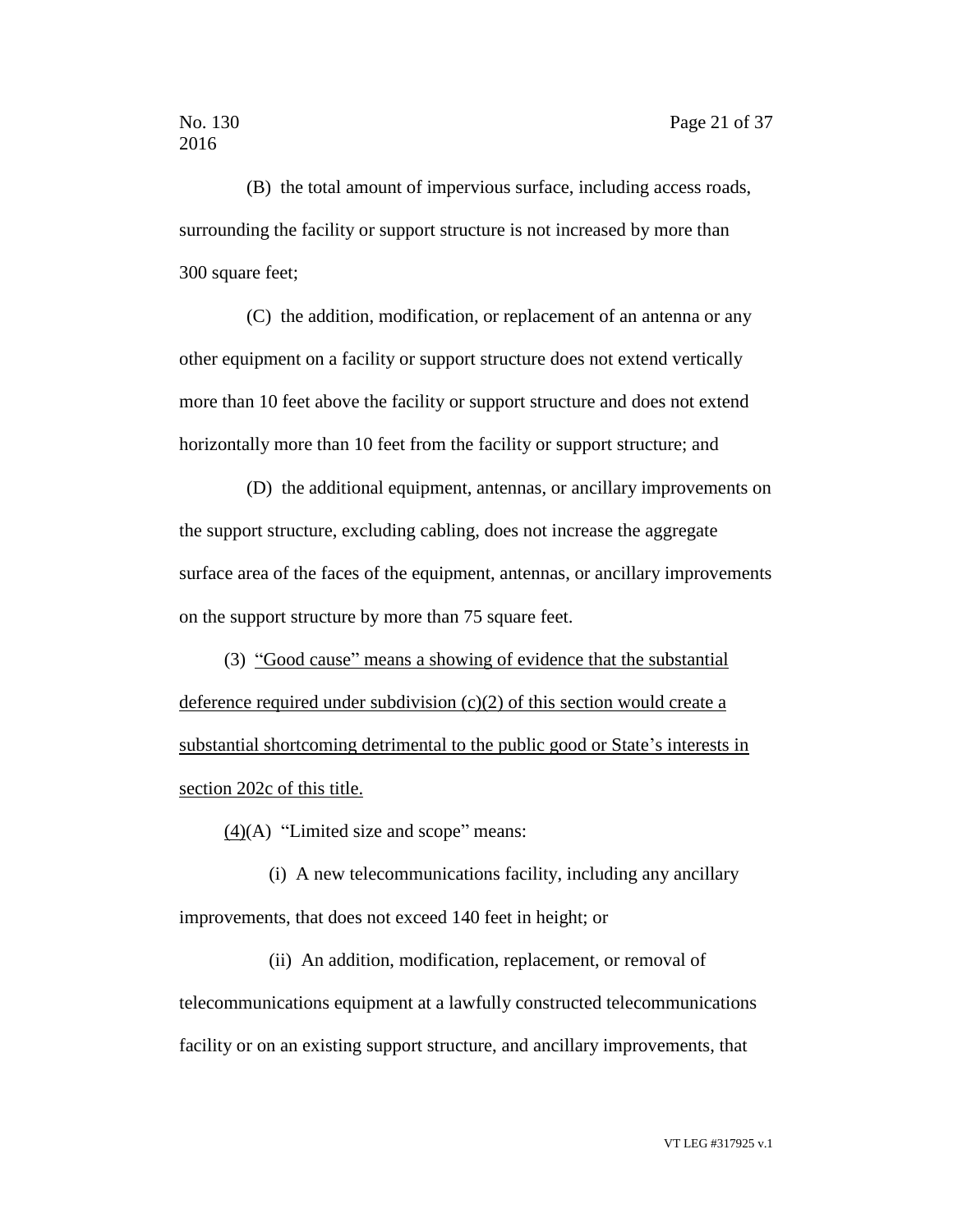(B) the total amount of impervious surface, including access roads, surrounding the facility or support structure is not increased by more than 300 square feet;

(C) the addition, modification, or replacement of an antenna or any other equipment on a facility or support structure does not extend vertically more than 10 feet above the facility or support structure and does not extend horizontally more than 10 feet from the facility or support structure; and

(D) the additional equipment, antennas, or ancillary improvements on the support structure, excluding cabling, does not increase the aggregate surface area of the faces of the equipment, antennas, or ancillary improvements on the support structure by more than 75 square feet.

(3) <u>“Good cause” means a showing of evidence that the substantial deference required under subdivision (c)(2) of this section would create a substantial shortcoming detrimental to the public good or State’s interests in section 202c of this title.</u>

<u>(4)</u>(A) “Limited size and scope” means:

(i) A new telecommunications facility, including any ancillary improvements, that does not exceed 140 feet in height; or

(ii) An addition, modification, replacement, or removal of telecommunications equipment at a lawfully constructed telecommunications facility or on an existing support structure, and ancillary improvements, that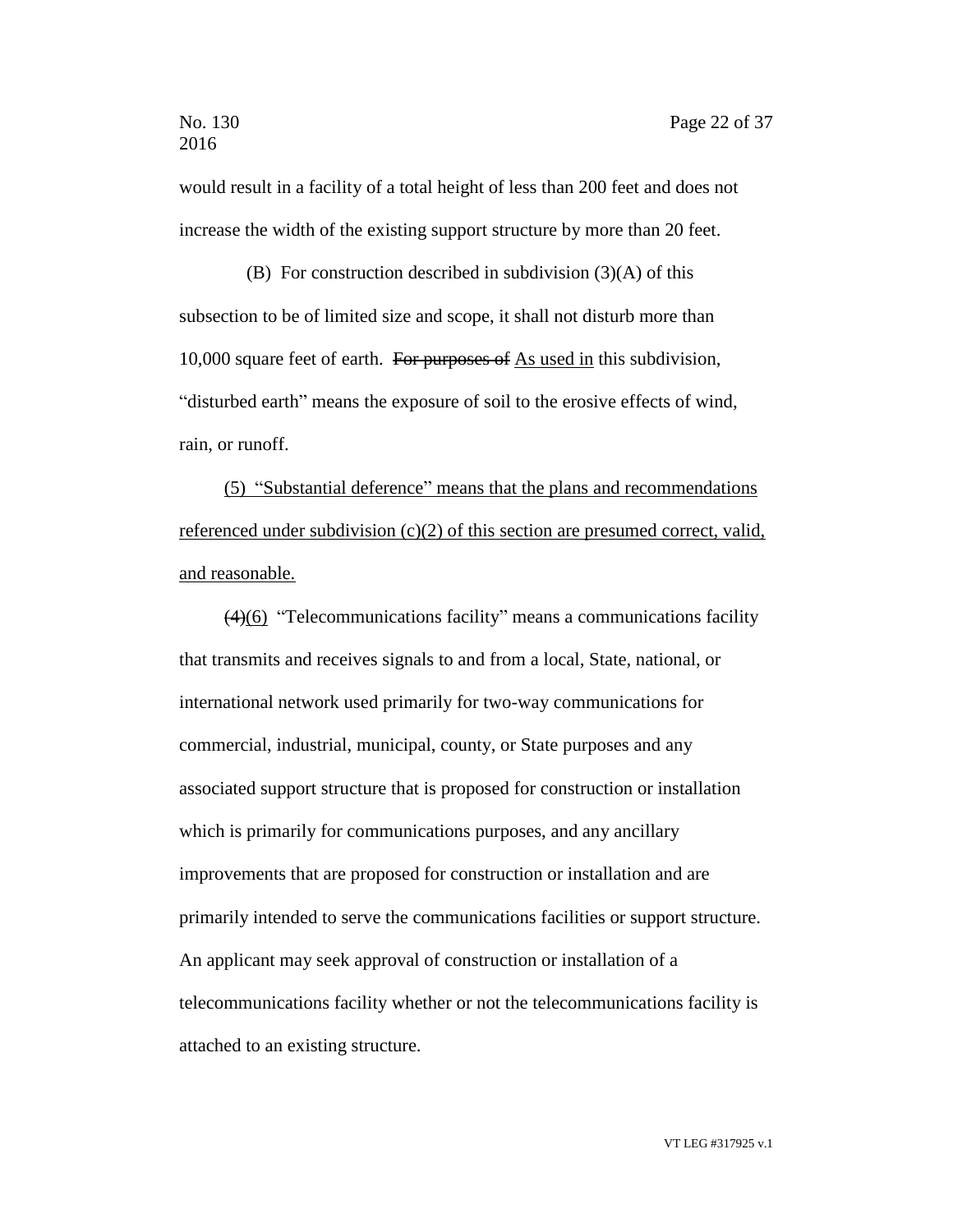would result in a facility of a total height of less than 200 feet and does not increase the width of the existing support structure by more than 20 feet.

(B) For construction described in subdivision (3)(A) of this subsection to be of limited size and scope, it shall not disturb more than 10,000 square feet of earth. ~~For purposes of~~ <u>As used in</u> this subdivision, "disturbed earth" means the exposure of soil to the erosive effects of wind, rain, or runoff.

<u>(5) "Substantial deference" means that the plans and recommendations referenced under subdivision (c)(2) of this section are presumed correct, valid, and reasonable.</u>

~~(4)~~<u>(6)</u> "Telecommunications facility" means a communications facility that transmits and receives signals to and from a local, State, national, or international network used primarily for two-way communications for commercial, industrial, municipal, county, or State purposes and any associated support structure that is proposed for construction or installation which is primarily for communications purposes, and any ancillary improvements that are proposed for construction or installation and are primarily intended to serve the communications facilities or support structure. An applicant may seek approval of construction or installation of a telecommunications facility whether or not the telecommunications facility is attached to an existing structure.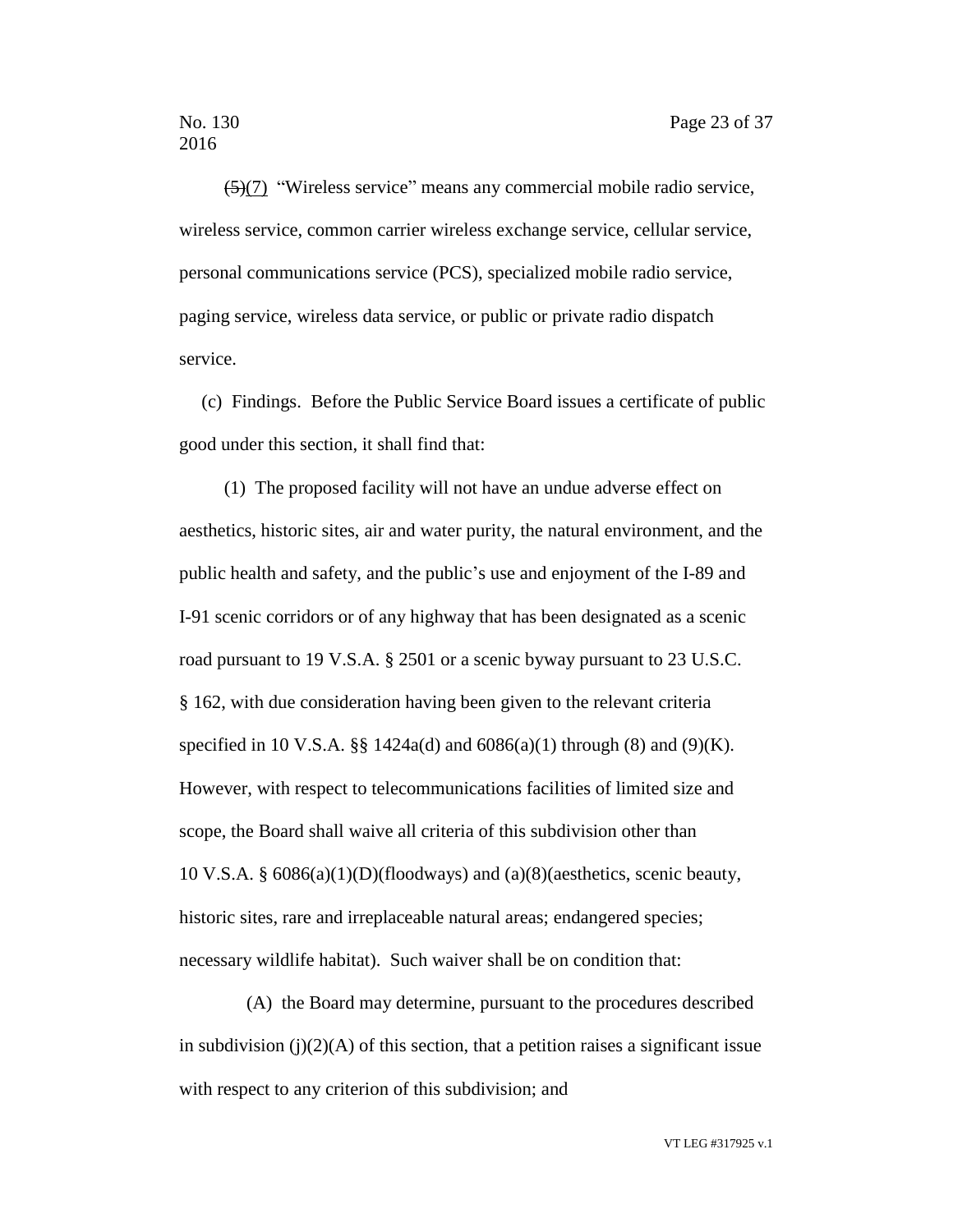~~(5)~~(7) "Wireless service" means any commercial mobile radio service, wireless service, common carrier wireless exchange service, cellular service, personal communications service (PCS), specialized mobile radio service, paging service, wireless data service, or public or private radio dispatch service.

(c) Findings. Before the Public Service Board issues a certificate of public good under this section, it shall find that:

(1) The proposed facility will not have an undue adverse effect on aesthetics, historic sites, air and water purity, the natural environment, and the public health and safety, and the public's use and enjoyment of the I-89 and I-91 scenic corridors or of any highway that has been designated as a scenic road pursuant to 19 V.S.A. § 2501 or a scenic byway pursuant to 23 U.S.C. § 162, with due consideration having been given to the relevant criteria specified in 10 V.S.A. §§ 1424a(d) and 6086(a)(1) through (8) and (9)(K). However, with respect to telecommunications facilities of limited size and scope, the Board shall waive all criteria of this subdivision other than 10 V.S.A. § 6086(a)(1)(D)(floodways) and (a)(8)(aesthetics, scenic beauty, historic sites, rare and irreplaceable natural areas; endangered species; necessary wildlife habitat). Such waiver shall be on condition that:

(A) the Board may determine, pursuant to the procedures described in subdivision (j)(2)(A) of this section, that a petition raises a significant issue with respect to any criterion of this subdivision; and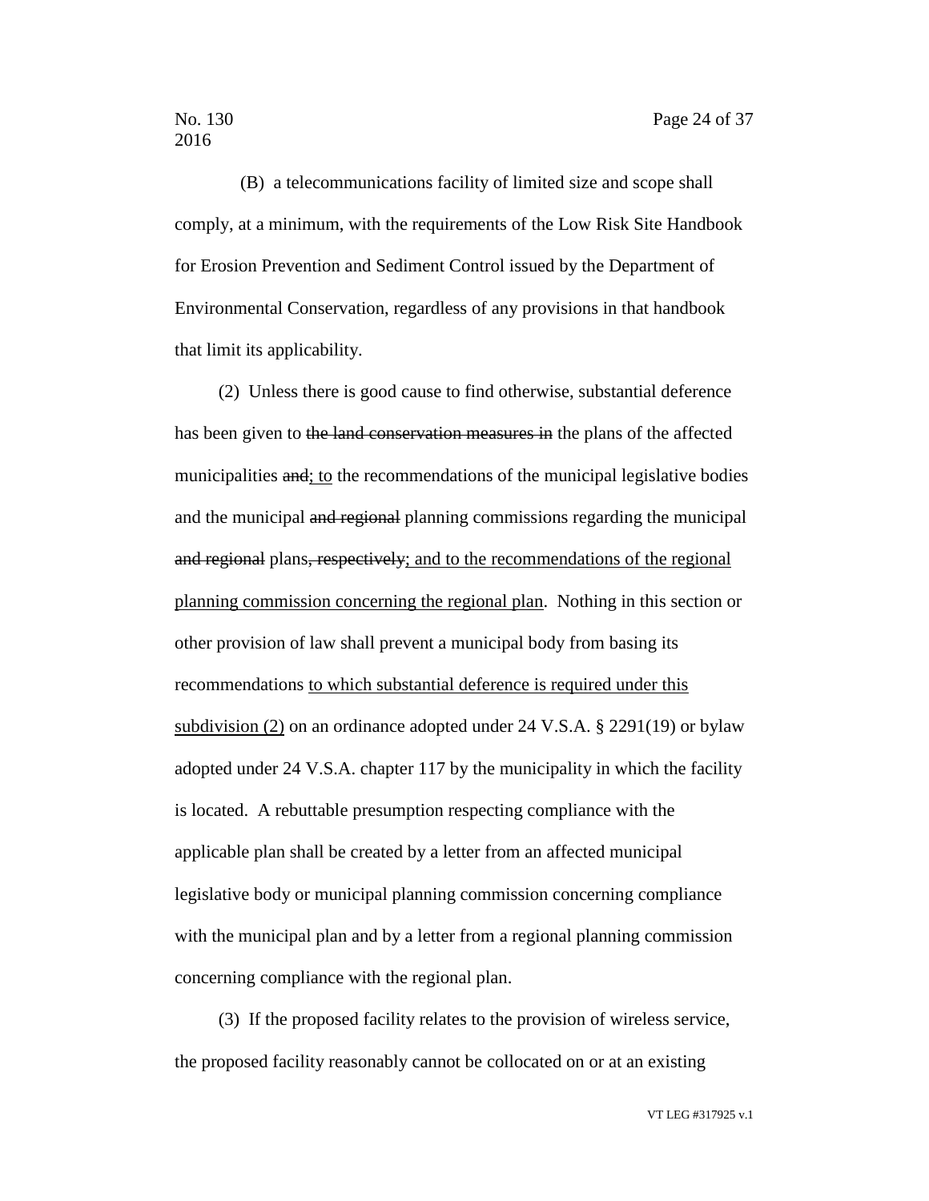(B) a telecommunications facility of limited size and scope shall comply, at a minimum, with the requirements of the Low Risk Site Handbook for Erosion Prevention and Sediment Control issued by the Department of Environmental Conservation, regardless of any provisions in that handbook that limit its applicability.

(2) Unless there is good cause to find otherwise, substantial deference has been given to ~~the land conservation measures in~~ the plans of the affected municipalities ~~and~~<u>; to</u> the recommendations of the municipal legislative bodies and the municipal ~~and regional~~ planning commissions regarding the municipal ~~and regional~~ plans~~, respectively~~<u>; and to the recommendations of the regional planning commission concerning the regional plan</u>. Nothing in this section or other provision of law shall prevent a municipal body from basing its recommendations <u>to which substantial deference is required under this subdivision (2)</u> on an ordinance adopted under 24 V.S.A. § 2291(19) or bylaw adopted under 24 V.S.A. chapter 117 by the municipality in which the facility is located. A rebuttable presumption respecting compliance with the applicable plan shall be created by a letter from an affected municipal legislative body or municipal planning commission concerning compliance with the municipal plan and by a letter from a regional planning commission concerning compliance with the regional plan.

(3) If the proposed facility relates to the provision of wireless service, the proposed facility reasonably cannot be collocated on or at an existing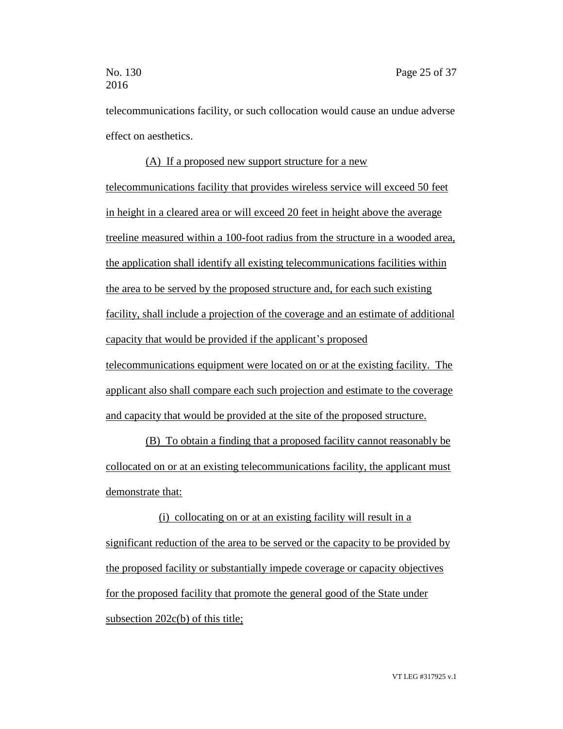telecommunications facility, or such collocation would cause an undue adverse effect on aesthetics.

(A) If a proposed new support structure for a new telecommunications facility that provides wireless service will exceed 50 feet in height in a cleared area or will exceed 20 feet in height above the average treeline measured within a 100-foot radius from the structure in a wooded area, the application shall identify all existing telecommunications facilities within the area to be served by the proposed structure and, for each such existing facility, shall include a projection of the coverage and an estimate of additional capacity that would be provided if the applicant's proposed telecommunications equipment were located on or at the existing facility. The applicant also shall compare each such projection and estimate to the coverage and capacity that would be provided at the site of the proposed structure.

(B) To obtain a finding that a proposed facility cannot reasonably be collocated on or at an existing telecommunications facility, the applicant must demonstrate that:

(i) collocating on or at an existing facility will result in a significant reduction of the area to be served or the capacity to be provided by the proposed facility or substantially impede coverage or capacity objectives for the proposed facility that promote the general good of the State under subsection 202c(b) of this title;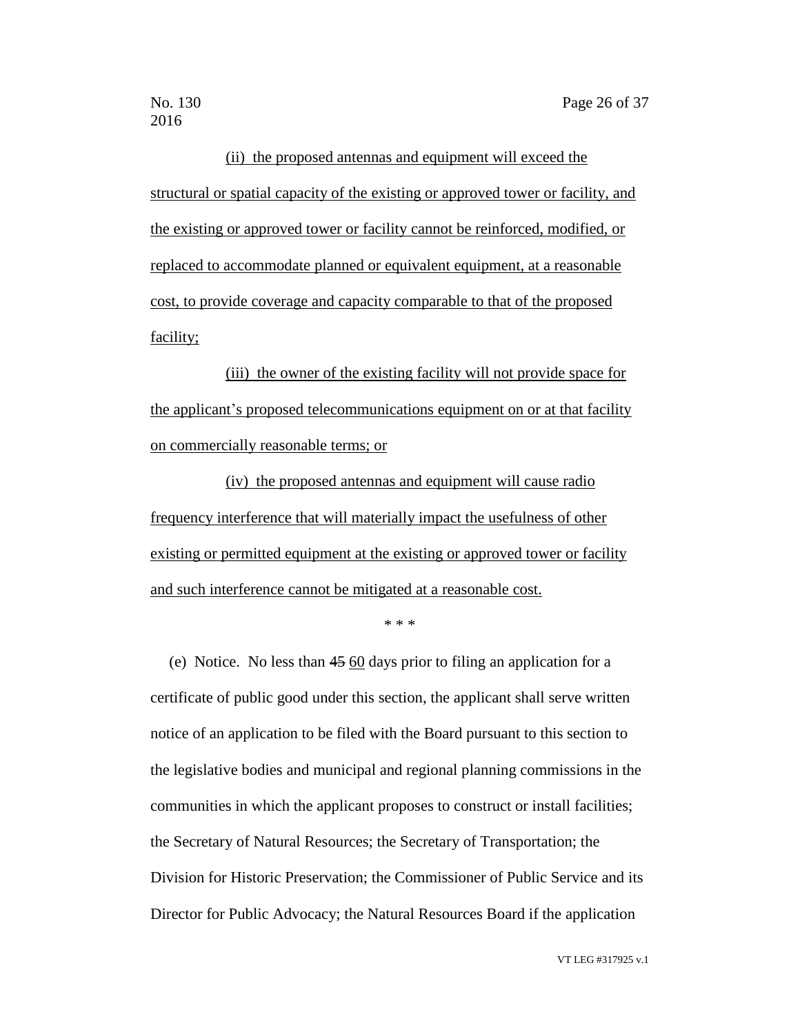(ii) the proposed antennas and equipment will exceed the structural or spatial capacity of the existing or approved tower or facility, and the existing or approved tower or facility cannot be reinforced, modified, or replaced to accommodate planned or equivalent equipment, at a reasonable cost, to provide coverage and capacity comparable to that of the proposed facility;

(iii) the owner of the existing facility will not provide space for the applicant's proposed telecommunications equipment on or at that facility on commercially reasonable terms; or

(iv) the proposed antennas and equipment will cause radio frequency interference that will materially impact the usefulness of other existing or permitted equipment at the existing or approved tower or facility and such interference cannot be mitigated at a reasonable cost.

\* \* \*

(e) Notice. No less than ~~45~~ 60 days prior to filing an application for a certificate of public good under this section, the applicant shall serve written notice of an application to be filed with the Board pursuant to this section to the legislative bodies and municipal and regional planning commissions in the communities in which the applicant proposes to construct or install facilities; the Secretary of Natural Resources; the Secretary of Transportation; the Division for Historic Preservation; the Commissioner of Public Service and its Director for Public Advocacy; the Natural Resources Board if the application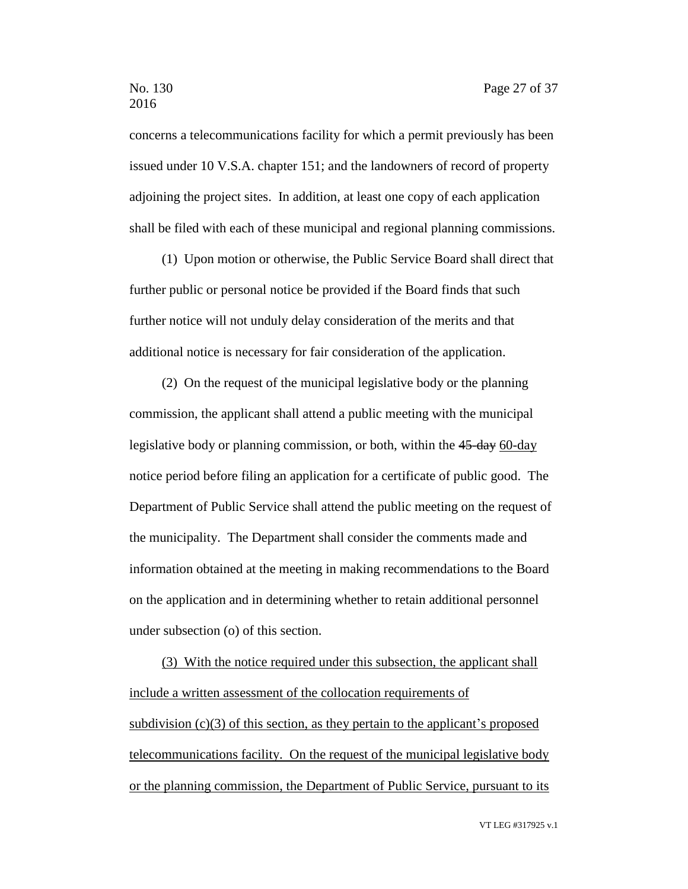concerns a telecommunications facility for which a permit previously has been issued under 10 V.S.A. chapter 151; and the landowners of record of property adjoining the project sites. In addition, at least one copy of each application shall be filed with each of these municipal and regional planning commissions.

(1) Upon motion or otherwise, the Public Service Board shall direct that further public or personal notice be provided if the Board finds that such further notice will not unduly delay consideration of the merits and that additional notice is necessary for fair consideration of the application.

(2) On the request of the municipal legislative body or the planning commission, the applicant shall attend a public meeting with the municipal legislative body or planning commission, or both, within the ~~45-day~~ <u>60-day</u> notice period before filing an application for a certificate of public good. The Department of Public Service shall attend the public meeting on the request of the municipality. The Department shall consider the comments made and information obtained at the meeting in making recommendations to the Board on the application and in determining whether to retain additional personnel under subsection (o) of this section.

<u>(3) With the notice required under this subsection, the applicant shall include a written assessment of the collocation requirements of subdivision (c)(3) of this section, as they pertain to the applicant's proposed telecommunications facility. On the request of the municipal legislative body or the planning commission, the Department of Public Service, pursuant to its</u>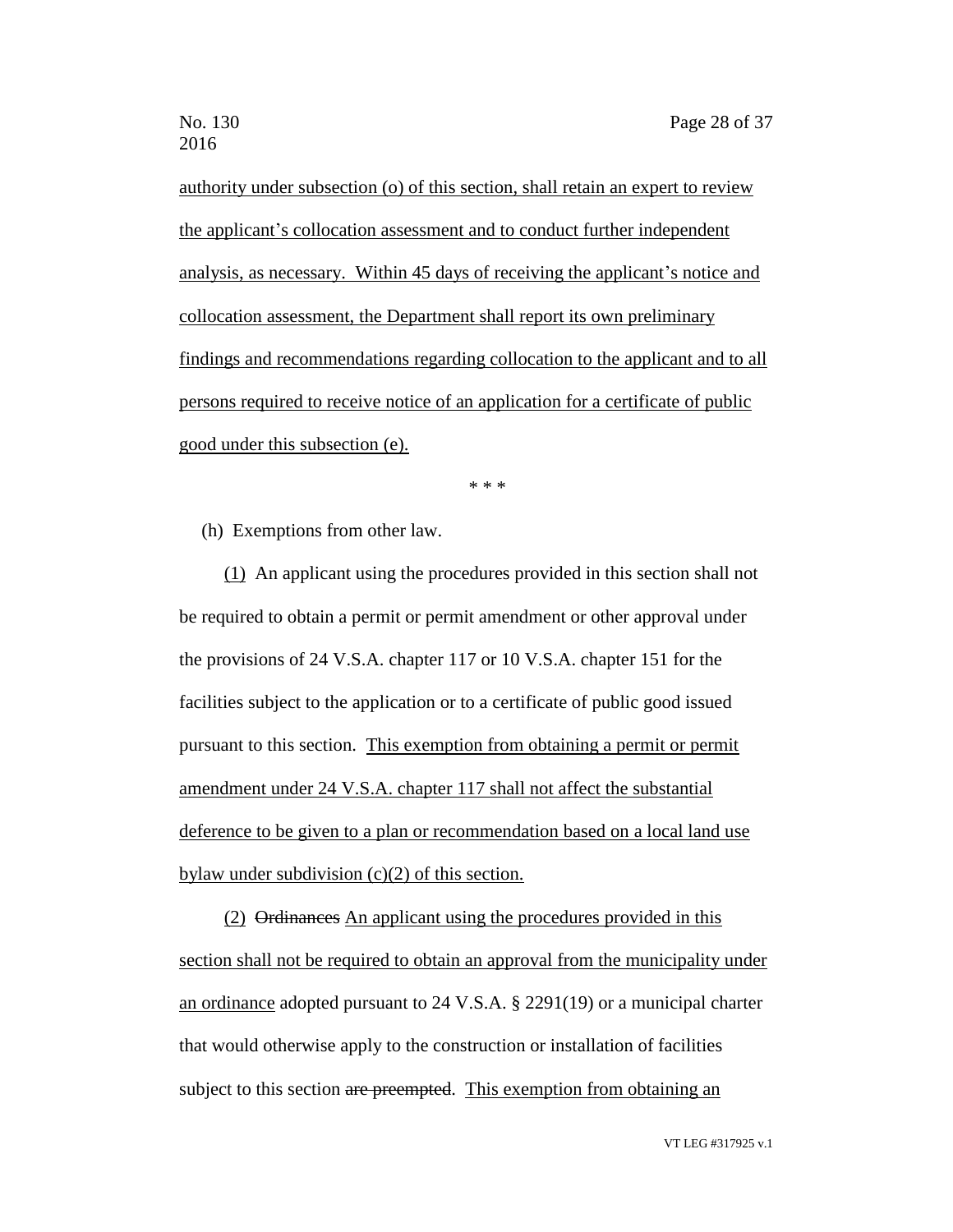authority under subsection (o) of this section, shall retain an expert to review the applicant's collocation assessment and to conduct further independent analysis, as necessary. Within 45 days of receiving the applicant's notice and collocation assessment, the Department shall report its own preliminary findings and recommendations regarding collocation to the applicant and to all persons required to receive notice of an application for a certificate of public good under this subsection (e).

\* \* \*

(h) Exemptions from other law.

(1) An applicant using the procedures provided in this section shall not be required to obtain a permit or permit amendment or other approval under the provisions of 24 V.S.A. chapter 117 or 10 V.S.A. chapter 151 for the facilities subject to the application or to a certificate of public good issued pursuant to this section. This exemption from obtaining a permit or permit amendment under 24 V.S.A. chapter 117 shall not affect the substantial deference to be given to a plan or recommendation based on a local land use bylaw under subdivision (c)(2) of this section.

(2) ~~Ordinances~~ An applicant using the procedures provided in this section shall not be required to obtain an approval from the municipality under an ordinance adopted pursuant to 24 V.S.A. § 2291(19) or a municipal charter that would otherwise apply to the construction or installation of facilities subject to this section ~~are preempted~~. This exemption from obtaining an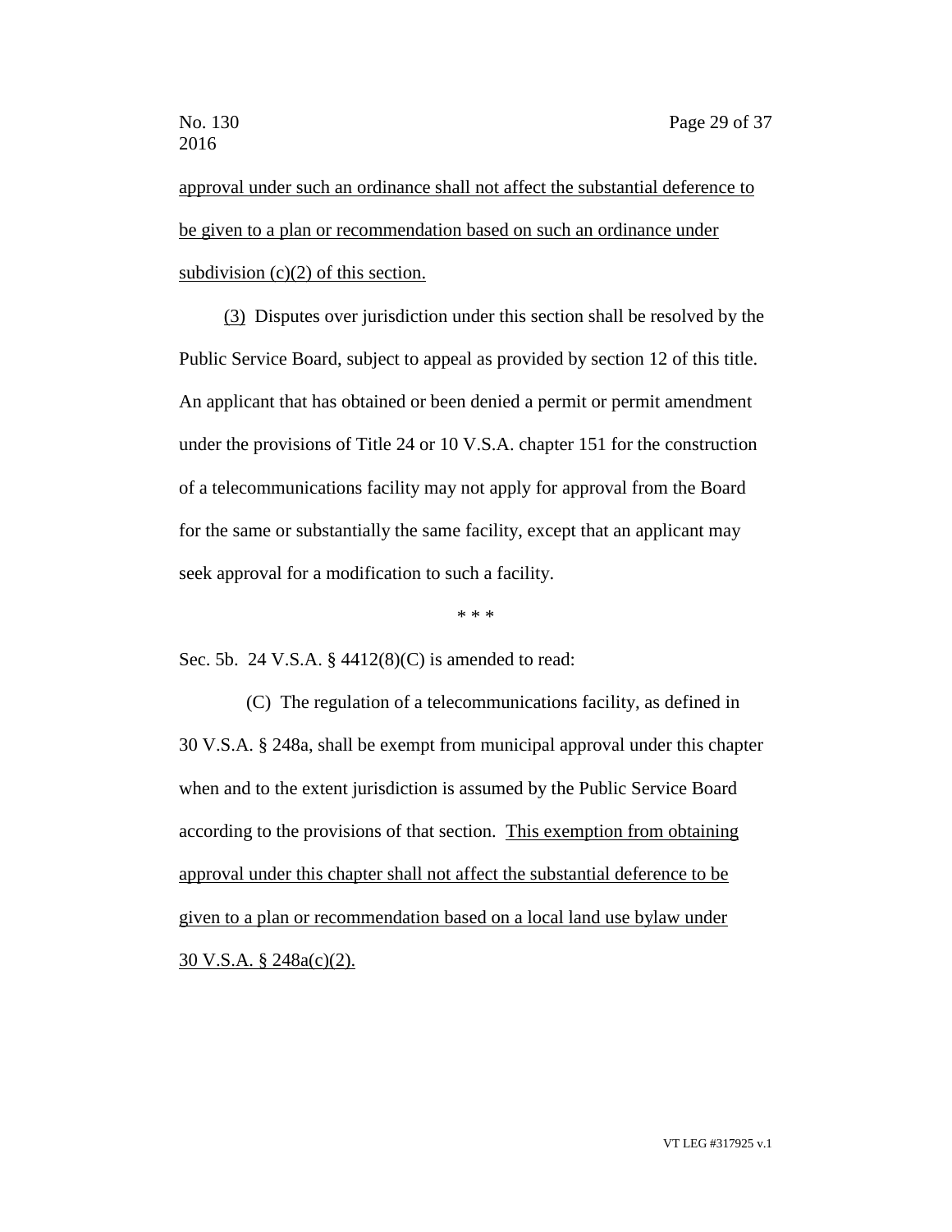approval under such an ordinance shall not affect the substantial deference to be given to a plan or recommendation based on such an ordinance under subdivision (c)(2) of this section.

(3) Disputes over jurisdiction under this section shall be resolved by the Public Service Board, subject to appeal as provided by section 12 of this title. An applicant that has obtained or been denied a permit or permit amendment under the provisions of Title 24 or 10 V.S.A. chapter 151 for the construction of a telecommunications facility may not apply for approval from the Board for the same or substantially the same facility, except that an applicant may seek approval for a modification to such a facility.

\* \* \*

Sec. 5b. 24 V.S.A. § 4412(8)(C) is amended to read:

(C) The regulation of a telecommunications facility, as defined in 30 V.S.A. § 248a, shall be exempt from municipal approval under this chapter when and to the extent jurisdiction is assumed by the Public Service Board according to the provisions of that section. This exemption from obtaining approval under this chapter shall not affect the substantial deference to be given to a plan or recommendation based on a local land use bylaw under 30 V.S.A. § 248a(c)(2).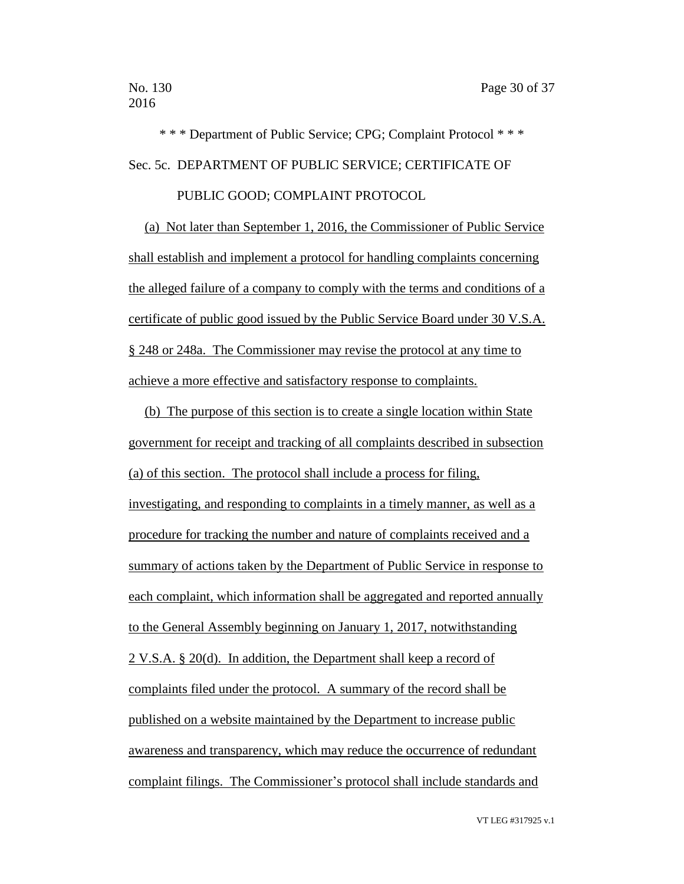\* \* \* Department of Public Service; CPG; Complaint Protocol \* \* \*

Sec. 5c. DEPARTMENT OF PUBLIC SERVICE; CERTIFICATE OF PUBLIC GOOD; COMPLAINT PROTOCOL

(a) Not later than September 1, 2016, the Commissioner of Public Service shall establish and implement a protocol for handling complaints concerning the alleged failure of a company to comply with the terms and conditions of a certificate of public good issued by the Public Service Board under 30 V.S.A. § 248 or 248a. The Commissioner may revise the protocol at any time to achieve a more effective and satisfactory response to complaints.

(b) The purpose of this section is to create a single location within State government for receipt and tracking of all complaints described in subsection (a) of this section. The protocol shall include a process for filing, investigating, and responding to complaints in a timely manner, as well as a procedure for tracking the number and nature of complaints received and a summary of actions taken by the Department of Public Service in response to each complaint, which information shall be aggregated and reported annually to the General Assembly beginning on January 1, 2017, notwithstanding 2 V.S.A. § 20(d). In addition, the Department shall keep a record of complaints filed under the protocol. A summary of the record shall be published on a website maintained by the Department to increase public awareness and transparency, which may reduce the occurrence of redundant complaint filings. The Commissioner's protocol shall include standards and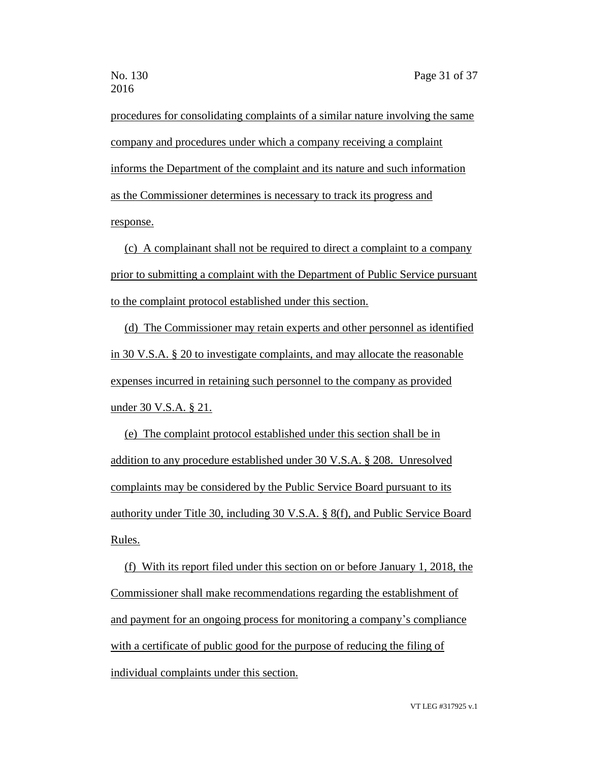procedures for consolidating complaints of a similar nature involving the same company and procedures under which a company receiving a complaint informs the Department of the complaint and its nature and such information as the Commissioner determines is necessary to track its progress and response.

(c) A complainant shall not be required to direct a complaint to a company prior to submitting a complaint with the Department of Public Service pursuant to the complaint protocol established under this section.

(d) The Commissioner may retain experts and other personnel as identified in 30 V.S.A. § 20 to investigate complaints, and may allocate the reasonable expenses incurred in retaining such personnel to the company as provided under 30 V.S.A. § 21.

(e) The complaint protocol established under this section shall be in addition to any procedure established under 30 V.S.A. § 208. Unresolved complaints may be considered by the Public Service Board pursuant to its authority under Title 30, including 30 V.S.A. § 8(f), and Public Service Board Rules.

(f) With its report filed under this section on or before January 1, 2018, the Commissioner shall make recommendations regarding the establishment of and payment for an ongoing process for monitoring a company's compliance with a certificate of public good for the purpose of reducing the filing of individual complaints under this section.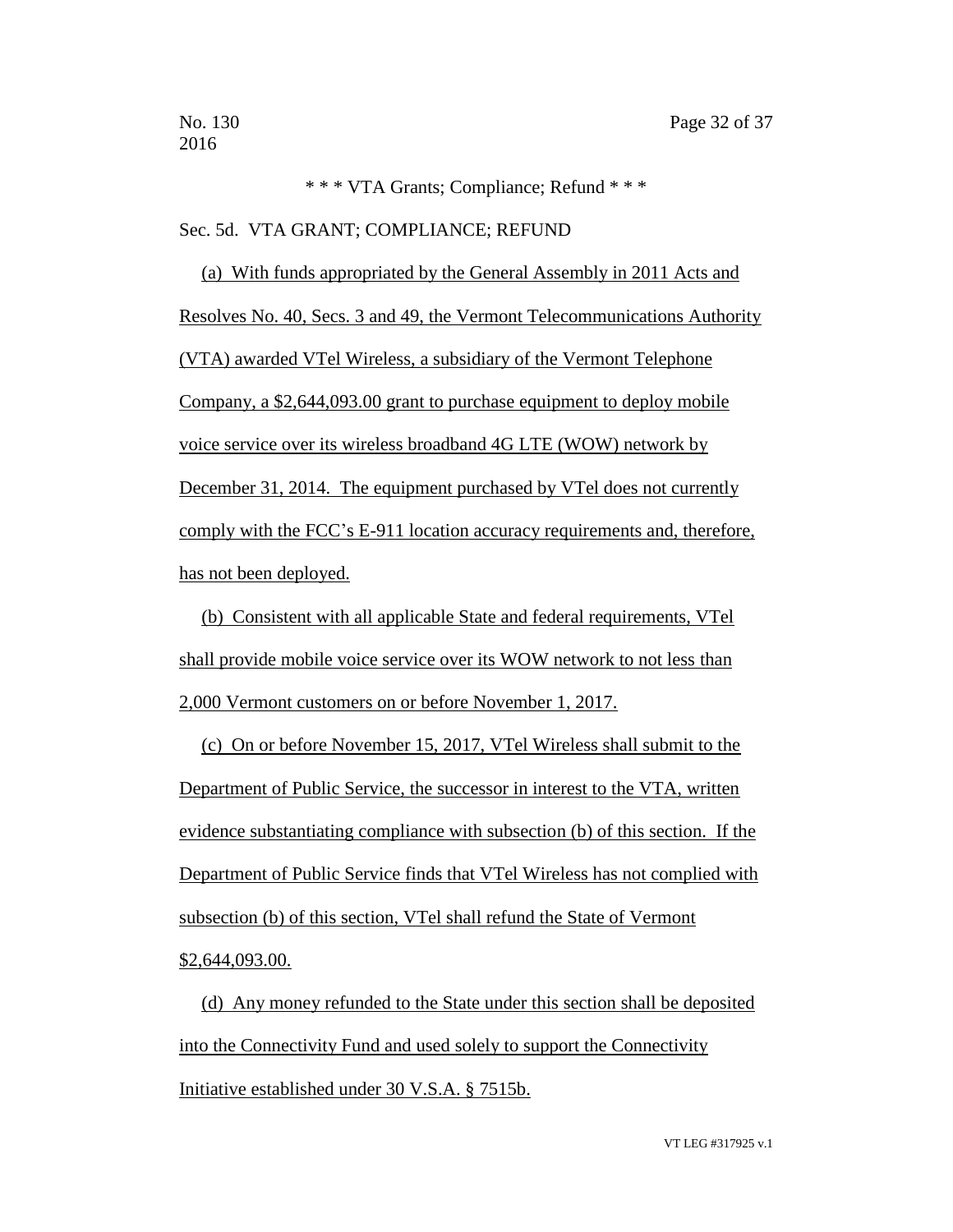\* \* \* VTA Grants; Compliance; Refund \* \* \*

Sec. 5d. VTA GRANT; COMPLIANCE; REFUND

(a) With funds appropriated by the General Assembly in 2011 Acts and Resolves No. 40, Secs. 3 and 49, the Vermont Telecommunications Authority (VTA) awarded VTel Wireless, a subsidiary of the Vermont Telephone Company, a $2,644,093.00 grant to purchase equipment to deploy mobile voice service over its wireless broadband 4G LTE (WOW) network by December 31, 2014. The equipment purchased by VTel does not currently comply with the FCC's E-911 location accuracy requirements and, therefore, has not been deployed.

(b) Consistent with all applicable State and federal requirements, VTel shall provide mobile voice service over its WOW network to not less than 2,000 Vermont customers on or before November 1, 2017.

(c) On or before November 15, 2017, VTel Wireless shall submit to the Department of Public Service, the successor in interest to the VTA, written evidence substantiating compliance with subsection (b) of this section. If the Department of Public Service finds that VTel Wireless has not complied with subsection (b) of this section, VTel shall refund the State of Vermont $2,644,093.00.

(d) Any money refunded to the State under this section shall be deposited into the Connectivity Fund and used solely to support the Connectivity Initiative established under 30 V.S.A. § 7515b.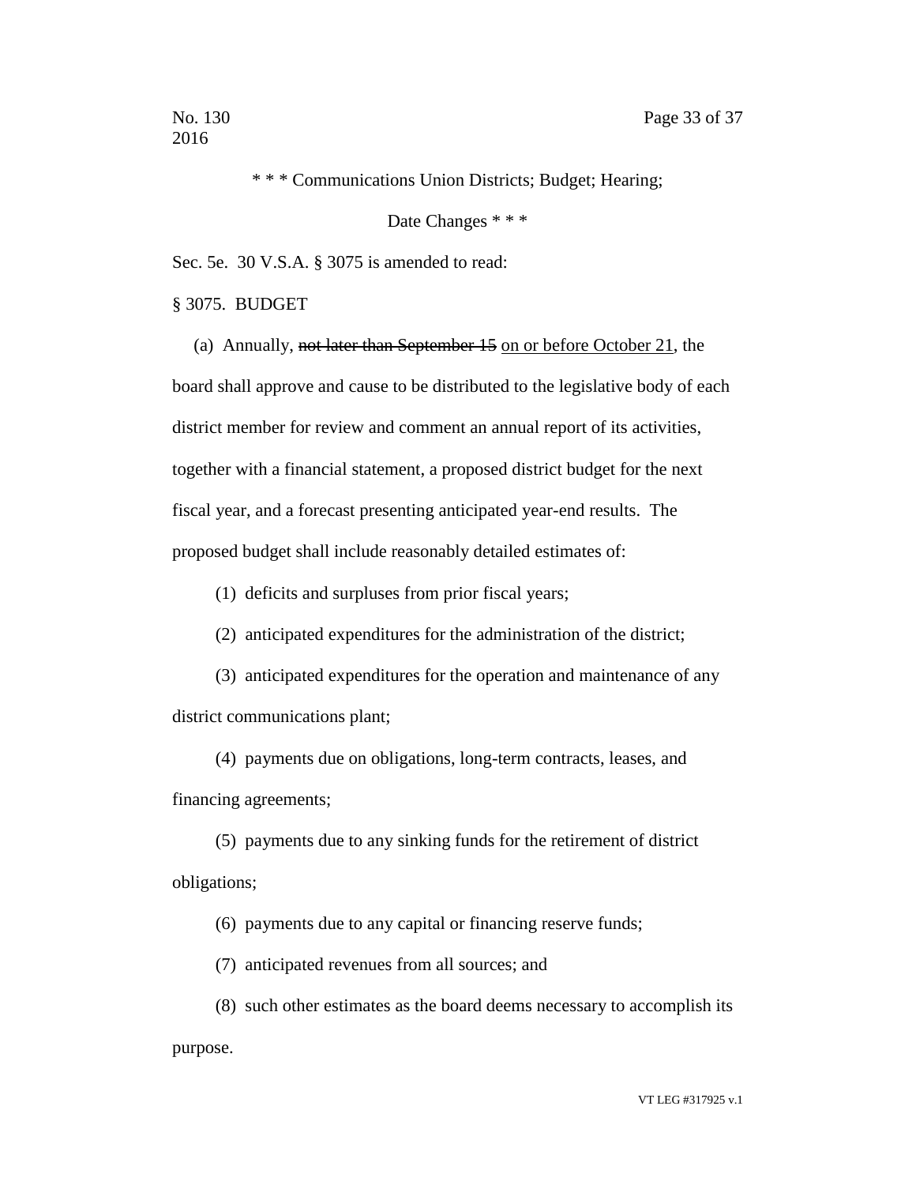\* \* \* Communications Union Districts; Budget; Hearing;

Date Changes \* \* \*

Sec. 5e. 30 V.S.A. § 3075 is amended to read:

§ 3075. BUDGET

(a) Annually, ~~not later than September 15~~ <u>on or before October 21</u>, the board shall approve and cause to be distributed to the legislative body of each district member for review and comment an annual report of its activities, together with a financial statement, a proposed district budget for the next fiscal year, and a forecast presenting anticipated year-end results. The proposed budget shall include reasonably detailed estimates of:

(1) deficits and surpluses from prior fiscal years;

(2) anticipated expenditures for the administration of the district;

(3) anticipated expenditures for the operation and maintenance of any district communications plant;

(4) payments due on obligations, long-term contracts, leases, and financing agreements;

(5) payments due to any sinking funds for the retirement of district obligations;

(6) payments due to any capital or financing reserve funds;

(7) anticipated revenues from all sources; and

(8) such other estimates as the board deems necessary to accomplish its purpose.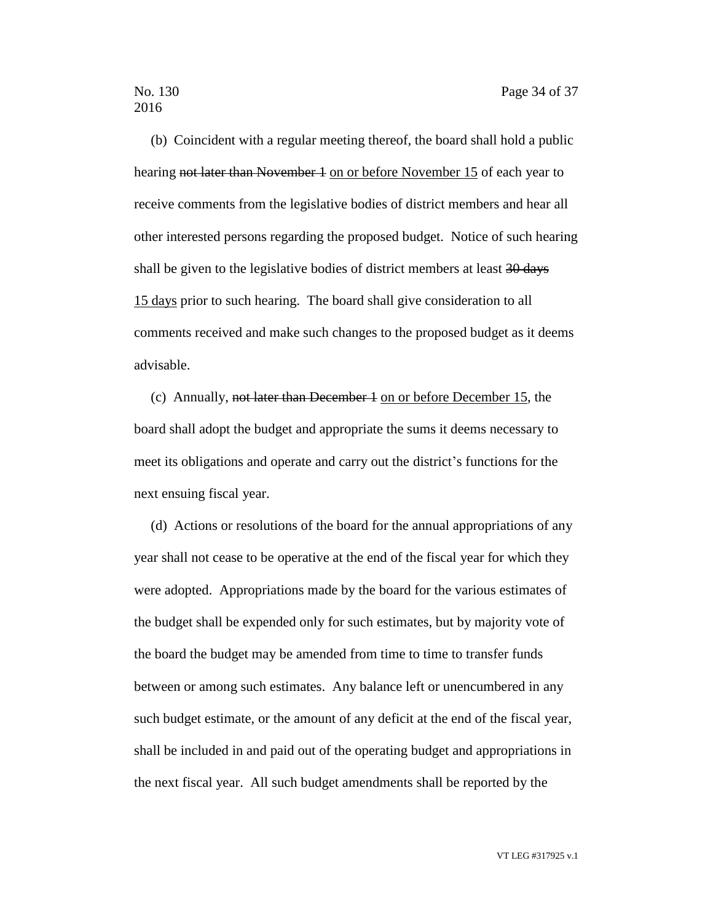(b) Coincident with a regular meeting thereof, the board shall hold a public hearing ~~not later than November 1~~ <u>on or before November 15</u> of each year to receive comments from the legislative bodies of district members and hear all other interested persons regarding the proposed budget. Notice of such hearing shall be given to the legislative bodies of district members at least ~~30 days~~ <u>15 days</u> prior to such hearing. The board shall give consideration to all comments received and make such changes to the proposed budget as it deems advisable.

(c) Annually, ~~not later than December 1~~ <u>on or before December 15</u>, the board shall adopt the budget and appropriate the sums it deems necessary to meet its obligations and operate and carry out the district's functions for the next ensuing fiscal year.

(d) Actions or resolutions of the board for the annual appropriations of any year shall not cease to be operative at the end of the fiscal year for which they were adopted. Appropriations made by the board for the various estimates of the budget shall be expended only for such estimates, but by majority vote of the board the budget may be amended from time to time to transfer funds between or among such estimates. Any balance left or unencumbered in any such budget estimate, or the amount of any deficit at the end of the fiscal year, shall be included in and paid out of the operating budget and appropriations in the next fiscal year. All such budget amendments shall be reported by the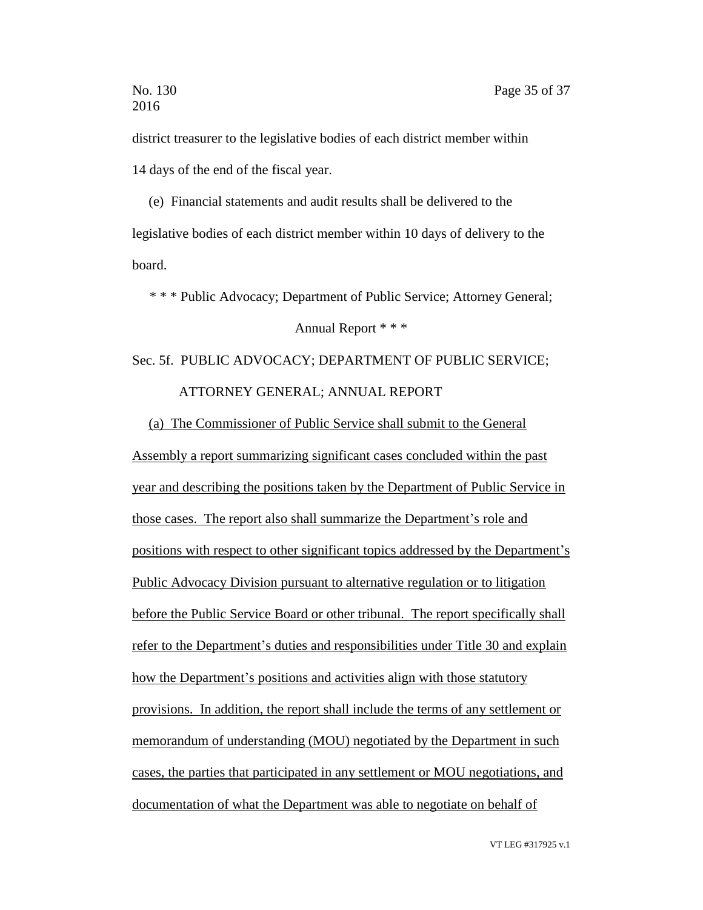district treasurer to the legislative bodies of each district member within 14 days of the end of the fiscal year.

(e) Financial statements and audit results shall be delivered to the legislative bodies of each district member within 10 days of delivery to the board.

\* \* \* Public Advocacy; Department of Public Service; Attorney General; Annual Report \* \* \*

Sec. 5f. PUBLIC ADVOCACY; DEPARTMENT OF PUBLIC SERVICE; ATTORNEY GENERAL; ANNUAL REPORT

<u>(a) The Commissioner of Public Service shall submit to the General Assembly a report summarizing significant cases concluded within the past year and describing the positions taken by the Department of Public Service in those cases. The report also shall summarize the Department's role and positions with respect to other significant topics addressed by the Department's Public Advocacy Division pursuant to alternative regulation or to litigation before the Public Service Board or other tribunal. The report specifically shall refer to the Department's duties and responsibilities under Title 30 and explain how the Department's positions and activities align with those statutory provisions. In addition, the report shall include the terms of any settlement or memorandum of understanding (MOU) negotiated by the Department in such cases, the parties that participated in any settlement or MOU negotiations, and documentation of what the Department was able to negotiate on behalf of</u>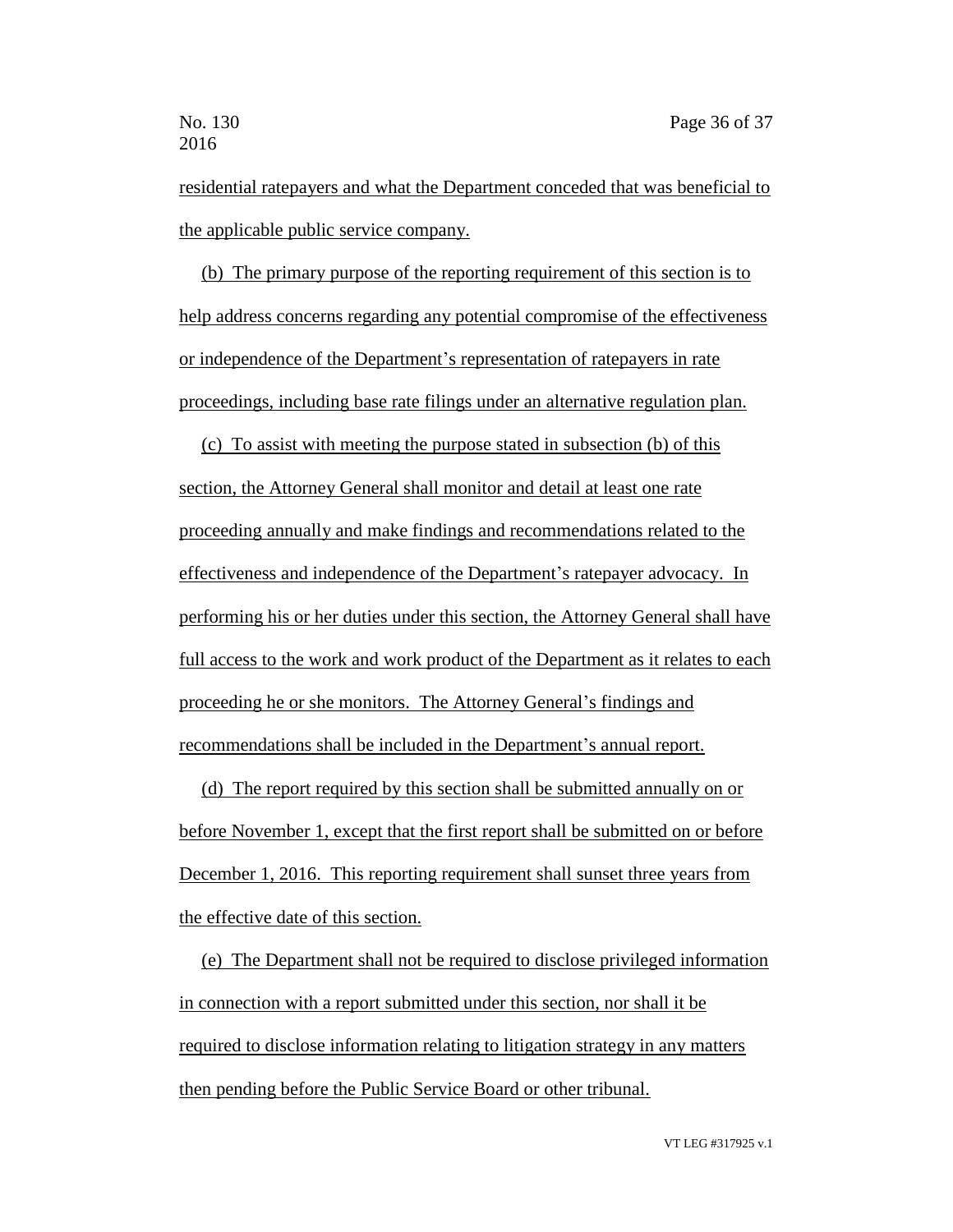residential ratepayers and what the Department conceded that was beneficial to the applicable public service company.

(b) The primary purpose of the reporting requirement of this section is to help address concerns regarding any potential compromise of the effectiveness or independence of the Department's representation of ratepayers in rate proceedings, including base rate filings under an alternative regulation plan.

(c) To assist with meeting the purpose stated in subsection (b) of this section, the Attorney General shall monitor and detail at least one rate proceeding annually and make findings and recommendations related to the effectiveness and independence of the Department's ratepayer advocacy. In performing his or her duties under this section, the Attorney General shall have full access to the work and work product of the Department as it relates to each proceeding he or she monitors. The Attorney General's findings and recommendations shall be included in the Department's annual report.

(d) The report required by this section shall be submitted annually on or before November 1, except that the first report shall be submitted on or before December 1, 2016. This reporting requirement shall sunset three years from the effective date of this section.

(e) The Department shall not be required to disclose privileged information in connection with a report submitted under this section, nor shall it be required to disclose information relating to litigation strategy in any matters then pending before the Public Service Board or other tribunal.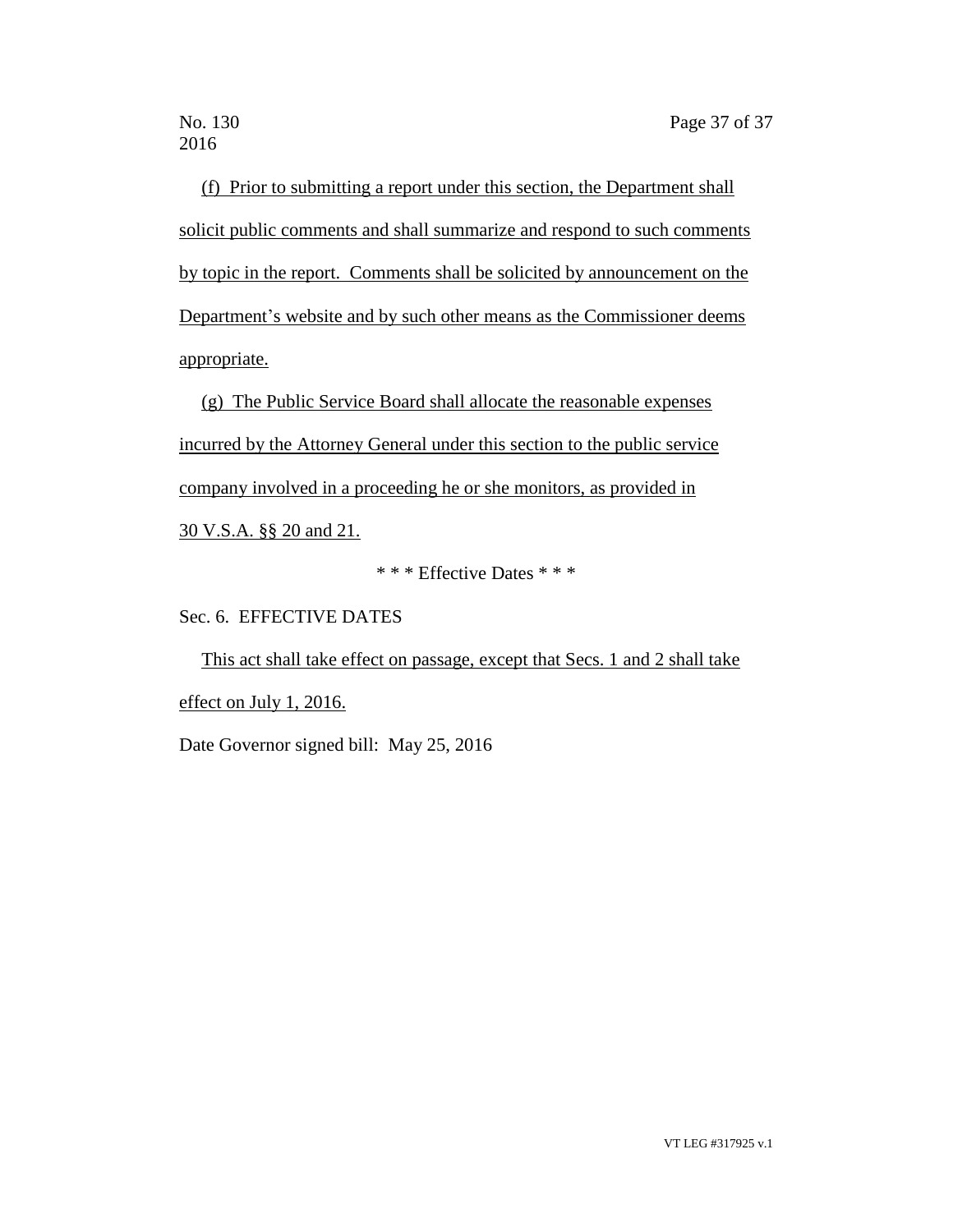(f) Prior to submitting a report under this section, the Department shall solicit public comments and shall summarize and respond to such comments by topic in the report. Comments shall be solicited by announcement on the Department's website and by such other means as the Commissioner deems appropriate.

(g) The Public Service Board shall allocate the reasonable expenses incurred by the Attorney General under this section to the public service company involved in a proceeding he or she monitors, as provided in 30 V.S.A. §§ 20 and 21.

\* \* \* Effective Dates \* \* \*

Sec. 6. EFFECTIVE DATES

This act shall take effect on passage, except that Secs. 1 and 2 shall take effect on July 1, 2016.

Date Governor signed bill: May 25, 2016